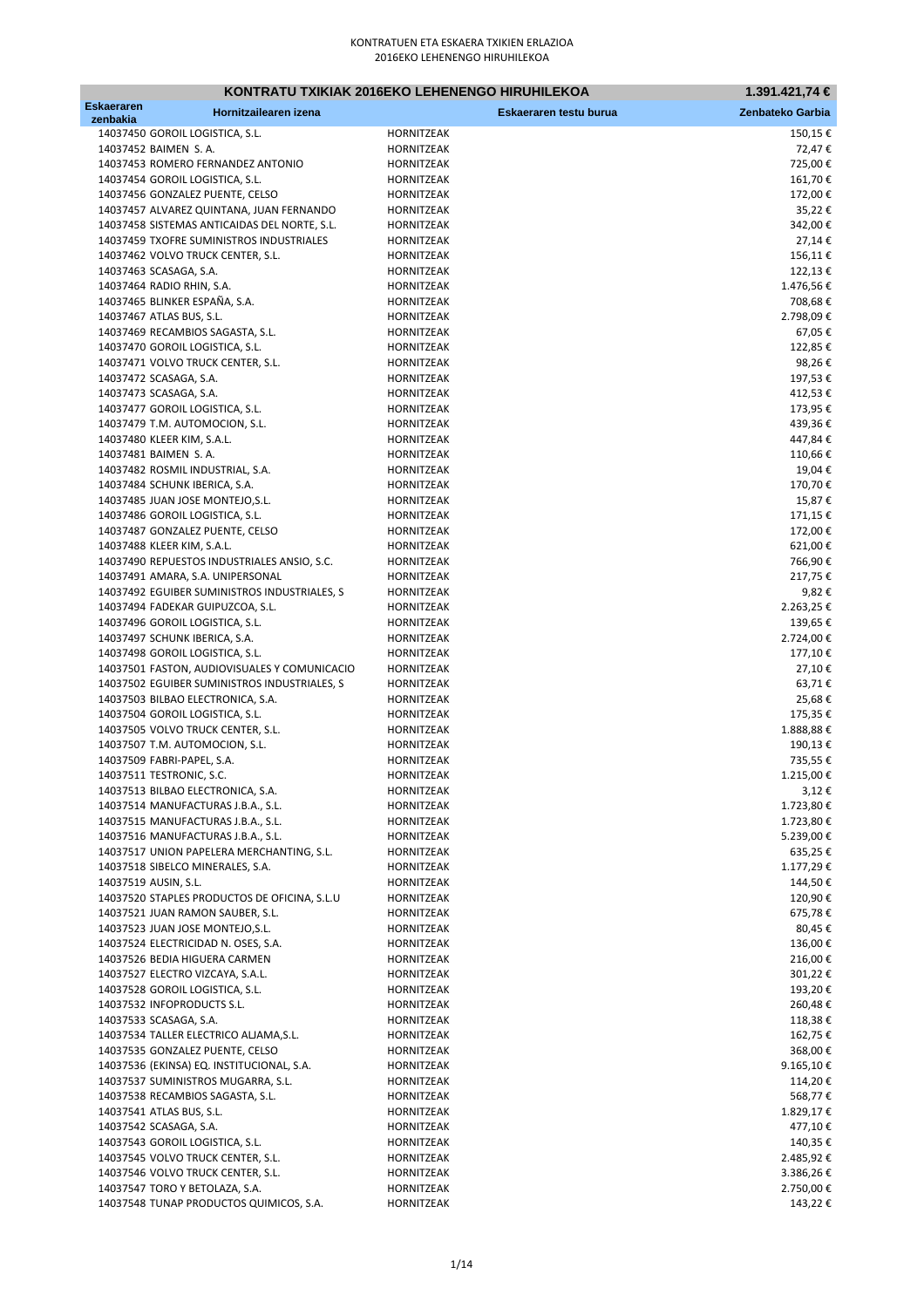KONTRATUEN ETA ESKAERA TXIKIEN ERLAZIOA
2016EKO LEHENENGO HIRUHILEKOA

| KONTRATU TXIKIAK 2016EKO LEHENENGO HIRUHILEKOA | | | 1.391.421,74 € |
|---|---|---|---|
| **Eskaeraren zenbakia** | **Hornitzailearen izena** | **Eskaeraren testu burua** | **Zenbateko Garbia** |
| 14037450 | GOROIL LOGISTICA, S.L. | HORNITZEAK | 150,15 € |
| 14037452 | BAIMEN S. A. | HORNITZEAK | 72,47 € |
| 14037453 | ROMERO FERNANDEZ ANTONIO | HORNITZEAK | 725,00 € |
| 14037454 | GOROIL LOGISTICA, S.L. | HORNITZEAK | 161,70 € |
| 14037456 | GONZALEZ PUENTE, CELSO | HORNITZEAK | 172,00 € |
| 14037457 | ALVAREZ QUINTANA, JUAN FERNANDO | HORNITZEAK | 35,22 € |
| 14037458 | SISTEMAS ANTICAIDAS DEL NORTE, S.L. | HORNITZEAK | 342,00 € |
| 14037459 | TXOFRE SUMINISTROS INDUSTRIALES | HORNITZEAK | 27,14 € |
| 14037462 | VOLVO TRUCK CENTER, S.L. | HORNITZEAK | 156,11 € |
| 14037463 | SCASAGA, S.A. | HORNITZEAK | 122,13 € |
| 14037464 | RADIO RHIN, S.A. | HORNITZEAK | 1.476,56 € |
| 14037465 | BLINKER ESPAÑA, S.A. | HORNITZEAK | 708,68 € |
| 14037467 | ATLAS BUS, S.L. | HORNITZEAK | 2.798,09 € |
| 14037469 | RECAMBIOS SAGASTA, S.L. | HORNITZEAK | 67,05 € |
| 14037470 | GOROIL LOGISTICA, S.L. | HORNITZEAK | 122,85 € |
| 14037471 | VOLVO TRUCK CENTER, S.L. | HORNITZEAK | 98,26 € |
| 14037472 | SCASAGA, S.A. | HORNITZEAK | 197,53 € |
| 14037473 | SCASAGA, S.A. | HORNITZEAK | 412,53 € |
| 14037477 | GOROIL LOGISTICA, S.L. | HORNITZEAK | 173,95 € |
| 14037479 | T.M. AUTOMOCION, S.L. | HORNITZEAK | 439,36 € |
| 14037480 | KLEER KIM, S.A.L. | HORNITZEAK | 447,84 € |
| 14037481 | BAIMEN S. A. | HORNITZEAK | 110,66 € |
| 14037482 | ROSMIL INDUSTRIAL, S.A. | HORNITZEAK | 19,04 € |
| 14037484 | SCHUNK IBERICA, S.A. | HORNITZEAK | 170,70 € |
| 14037485 | JUAN JOSE MONTEJO,S.L. | HORNITZEAK | 15,87 € |
| 14037486 | GOROIL LOGISTICA, S.L. | HORNITZEAK | 171,15 € |
| 14037487 | GONZALEZ PUENTE, CELSO | HORNITZEAK | 172,00 € |
| 14037488 | KLEER KIM, S.A.L. | HORNITZEAK | 621,00 € |
| 14037490 | REPUESTOS INDUSTRIALES ANSIO, S.C. | HORNITZEAK | 766,90 € |
| 14037491 | AMARA, S.A. UNIPERSONAL | HORNITZEAK | 217,75 € |
| 14037492 | EGUIBER SUMINISTROS INDUSTRIALES, S | HORNITZEAK | 9,82 € |
| 14037494 | FADEKAR GUIPUZCOA, S.L. | HORNITZEAK | 2.263,25 € |
| 14037496 | GOROIL LOGISTICA, S.L. | HORNITZEAK | 139,65 € |
| 14037497 | SCHUNK IBERICA, S.A. | HORNITZEAK | 2.724,00 € |
| 14037498 | GOROIL LOGISTICA, S.L. | HORNITZEAK | 177,10 € |
| 14037501 | FASTON, AUDIOVISUALES Y COMUNICACIO | HORNITZEAK | 27,10 € |
| 14037502 | EGUIBER SUMINISTROS INDUSTRIALES, S | HORNITZEAK | 63,71 € |
| 14037503 | BILBAO ELECTRONICA, S.A. | HORNITZEAK | 25,68 € |
| 14037504 | GOROIL LOGISTICA, S.L. | HORNITZEAK | 175,35 € |
| 14037505 | VOLVO TRUCK CENTER, S.L. | HORNITZEAK | 1.888,88 € |
| 14037507 | T.M. AUTOMOCION, S.L. | HORNITZEAK | 190,13 € |
| 14037509 | FABRI-PAPEL, S.A. | HORNITZEAK | 735,55 € |
| 14037511 | TESTRONIC, S.C. | HORNITZEAK | 1.215,00 € |
| 14037513 | BILBAO ELECTRONICA, S.A. | HORNITZEAK | 3,12 € |
| 14037514 | MANUFACTURAS J.B.A., S.L. | HORNITZEAK | 1.723,80 € |
| 14037515 | MANUFACTURAS J.B.A., S.L. | HORNITZEAK | 1.723,80 € |
| 14037516 | MANUFACTURAS J.B.A., S.L. | HORNITZEAK | 5.239,00 € |
| 14037517 | UNION PAPELERA MERCHANTING, S.L. | HORNITZEAK | 635,25 € |
| 14037518 | SIBELCO MINERALES, S.A. | HORNITZEAK | 1.177,29 € |
| 14037519 | AUSIN, S.L. | HORNITZEAK | 144,50 € |
| 14037520 | STAPLES PRODUCTOS DE OFICINA, S.L.U | HORNITZEAK | 120,90 € |
| 14037521 | JUAN RAMON SAUBER, S.L. | HORNITZEAK | 675,78 € |
| 14037523 | JUAN JOSE MONTEJO,S.L. | HORNITZEAK | 80,45 € |
| 14037524 | ELECTRICIDAD N. OSES, S.A. | HORNITZEAK | 136,00 € |
| 14037526 | BEDIA HIGUERA CARMEN | HORNITZEAK | 216,00 € |
| 14037527 | ELECTRO VIZCAYA, S.A.L. | HORNITZEAK | 301,22 € |
| 14037528 | GOROIL LOGISTICA, S.L. | HORNITZEAK | 193,20 € |
| 14037532 | INFOPRODUCTS S.L. | HORNITZEAK | 260,48 € |
| 14037533 | SCASAGA, S.A. | HORNITZEAK | 118,38 € |
| 14037534 | TALLER ELECTRICO ALJAMA,S.L. | HORNITZEAK | 162,75 € |
| 14037535 | GONZALEZ PUENTE, CELSO | HORNITZEAK | 368,00 € |
| 14037536 | (EKINSA) EQ. INSTITUCIONAL, S.A. | HORNITZEAK | 9.165,10 € |
| 14037537 | SUMINISTROS MUGARRA, S.L. | HORNITZEAK | 114,20 € |
| 14037538 | RECAMBIOS SAGASTA, S.L. | HORNITZEAK | 568,77 € |
| 14037541 | ATLAS BUS, S.L. | HORNITZEAK | 1.829,17 € |
| 14037542 | SCASAGA, S.A. | HORNITZEAK | 477,10 € |
| 14037543 | GOROIL LOGISTICA, S.L. | HORNITZEAK | 140,35 € |
| 14037545 | VOLVO TRUCK CENTER, S.L. | HORNITZEAK | 2.485,92 € |
| 14037546 | VOLVO TRUCK CENTER, S.L. | HORNITZEAK | 3.386,26 € |
| 14037547 | TORO Y BETOLAZA, S.A. | HORNITZEAK | 2.750,00 € |
| 14037548 | TUNAP PRODUCTOS QUIMICOS, S.A. | HORNITZEAK | 143,22 € |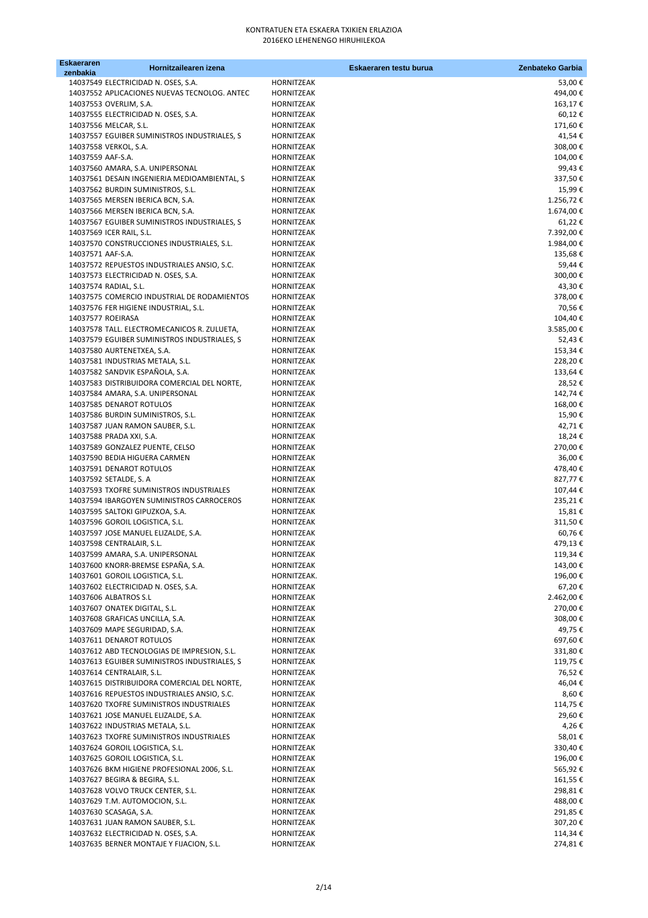KONTRATUEN ETA ESKAERA TXIKIEN ERLAZIOA
2016EKO LEHENENGO HIRUHILEKOA

| Eskaeraren zenbakia | Hornitzailearen izena | Eskaeraren testu burua | Zenbateko Garbia |
|---|---|---|---|
| 14037549 | ELECTRICIDAD N. OSES, S.A. | HORNITZEAK | 53,00 € |
| 14037552 | APLICACIONES NUEVAS TECNOLOG. ANTEC | HORNITZEAK | 494,00 € |
| 14037553 | OVERLIM, S.A. | HORNITZEAK | 163,17 € |
| 14037555 | ELECTRICIDAD N. OSES, S.A. | HORNITZEAK | 60,12 € |
| 14037556 | MELCAR, S.L. | HORNITZEAK | 171,60 € |
| 14037557 | EGUIBER SUMINISTROS INDUSTRIALES, S | HORNITZEAK | 41,54 € |
| 14037558 | VERKOL, S.A. | HORNITZEAK | 308,00 € |
| 14037559 | AAF-S.A. | HORNITZEAK | 104,00 € |
| 14037560 | AMARA, S.A. UNIPERSONAL | HORNITZEAK | 99,43 € |
| 14037561 | DESAIN INGENIERIA MEDIOAMBIENTAL, S | HORNITZEAK | 337,50 € |
| 14037562 | BURDIN SUMINISTROS, S.L. | HORNITZEAK | 15,99 € |
| 14037565 | MERSEN IBERICA BCN, S.A. | HORNITZEAK | 1.256,72 € |
| 14037566 | MERSEN IBERICA BCN, S.A. | HORNITZEAK | 1.674,00 € |
| 14037567 | EGUIBER SUMINISTROS INDUSTRIALES, S | HORNITZEAK | 61,22 € |
| 14037569 | ICER RAIL, S.L. | HORNITZEAK | 7.392,00 € |
| 14037570 | CONSTRUCCIONES INDUSTRIALES, S.L. | HORNITZEAK | 1.984,00 € |
| 14037571 | AAF-S.A. | HORNITZEAK | 135,68 € |
| 14037572 | REPUESTOS INDUSTRIALES ANSIO, S.C. | HORNITZEAK | 59,44 € |
| 14037573 | ELECTRICIDAD N. OSES, S.A. | HORNITZEAK | 300,00 € |
| 14037574 | RADIAL, S.L. | HORNITZEAK | 43,30 € |
| 14037575 | COMERCIO INDUSTRIAL DE RODAMIENTOS | HORNITZEAK | 378,00 € |
| 14037576 | FER HIGIENE INDUSTRIAL, S.L. | HORNITZEAK | 70,56 € |
| 14037577 | ROEIRASA | HORNITZEAK | 104,40 € |
| 14037578 | TALL. ELECTROMECANICOS R. ZULUETA, | HORNITZEAK | 3.585,00 € |
| 14037579 | EGUIBER SUMINISTROS INDUSTRIALES, S | HORNITZEAK | 52,43 € |
| 14037580 | AURTENETXEA, S.A. | HORNITZEAK | 153,34 € |
| 14037581 | INDUSTRIAS METALA, S.L. | HORNITZEAK | 228,20 € |
| 14037582 | SANDVIK ESPAÑOLA, S.A. | HORNITZEAK | 133,64 € |
| 14037583 | DISTRIBUIDORA COMERCIAL DEL NORTE, | HORNITZEAK | 28,52 € |
| 14037584 | AMARA, S.A. UNIPERSONAL | HORNITZEAK | 142,74 € |
| 14037585 | DENAROT ROTULOS | HORNITZEAK | 168,00 € |
| 14037586 | BURDIN SUMINISTROS, S.L. | HORNITZEAK | 15,90 € |
| 14037587 | JUAN RAMON SAUBER, S.L. | HORNITZEAK | 42,71 € |
| 14037588 | PRADA XXI, S.A. | HORNITZEAK | 18,24 € |
| 14037589 | GONZALEZ PUENTE, CELSO | HORNITZEAK | 270,00 € |
| 14037590 | BEDIA HIGUERA CARMEN | HORNITZEAK | 36,00 € |
| 14037591 | DENAROT ROTULOS | HORNITZEAK | 478,40 € |
| 14037592 | SETALDE, S. A | HORNITZEAK | 827,77 € |
| 14037593 | TXOFRE SUMINISTROS INDUSTRIALES | HORNITZEAK | 107,44 € |
| 14037594 | IBARGOYEN SUMINISTROS CARROCEROS | HORNITZEAK | 235,21 € |
| 14037595 | SALTOKI GIPUZKOA, S.A. | HORNITZEAK | 15,81 € |
| 14037596 | GOROIL LOGISTICA, S.L. | HORNITZEAK | 311,50 € |
| 14037597 | JOSE MANUEL ELIZALDE, S.A. | HORNITZEAK | 60,76 € |
| 14037598 | CENTRALAIR, S.L. | HORNITZEAK | 479,13 € |
| 14037599 | AMARA, S.A. UNIPERSONAL | HORNITZEAK | 119,34 € |
| 14037600 | KNORR-BREMSE ESPAÑA, S.A. | HORNITZEAK | 143,00 € |
| 14037601 | GOROIL LOGISTICA, S.L. | HORNITZEAK. | 196,00 € |
| 14037602 | ELECTRICIDAD N. OSES, S.A. | HORNITZEAK | 67,20 € |
| 14037606 | ALBATROS S.L | HORNITZEAK | 2.462,00 € |
| 14037607 | ONATEK DIGITAL, S.L. | HORNITZEAK | 270,00 € |
| 14037608 | GRAFICAS UNCILLA, S.A. | HORNITZEAK | 308,00 € |
| 14037609 | MAPE SEGURIDAD, S.A. | HORNITZEAK | 49,75 € |
| 14037611 | DENAROT ROTULOS | HORNITZEAK | 697,60 € |
| 14037612 | ABD TECNOLOGIAS DE IMPRESION, S.L. | HORNITZEAK | 331,80 € |
| 14037613 | EGUIBER SUMINISTROS INDUSTRIALES, S | HORNITZEAK | 119,75 € |
| 14037614 | CENTRALAIR, S.L. | HORNITZEAK | 76,52 € |
| 14037615 | DISTRIBUIDORA COMERCIAL DEL NORTE, | HORNITZEAK | 46,04 € |
| 14037616 | REPUESTOS INDUSTRIALES ANSIO, S.C. | HORNITZEAK | 8,60 € |
| 14037620 | TXOFRE SUMINISTROS INDUSTRIALES | HORNITZEAK | 114,75 € |
| 14037621 | JOSE MANUEL ELIZALDE, S.A. | HORNITZEAK | 29,60 € |
| 14037622 | INDUSTRIAS METALA, S.L. | HORNITZEAK | 4,26 € |
| 14037623 | TXOFRE SUMINISTROS INDUSTRIALES | HORNITZEAK | 58,01 € |
| 14037624 | GOROIL LOGISTICA, S.L. | HORNITZEAK | 330,40 € |
| 14037625 | GOROIL LOGISTICA, S.L. | HORNITZEAK | 196,00 € |
| 14037626 | BKM HIGIENE PROFESIONAL 2006, S.L. | HORNITZEAK | 565,92 € |
| 14037627 | BEGIRA & BEGIRA, S.L. | HORNITZEAK | 161,55 € |
| 14037628 | VOLVO TRUCK CENTER, S.L. | HORNITZEAK | 298,81 € |
| 14037629 | T.M. AUTOMOCION, S.L. | HORNITZEAK | 488,00 € |
| 14037630 | SCASAGA, S.A. | HORNITZEAK | 291,85 € |
| 14037631 | JUAN RAMON SAUBER, S.L. | HORNITZEAK | 307,20 € |
| 14037632 | ELECTRICIDAD N. OSES, S.A. | HORNITZEAK | 114,34 € |
| 14037635 | BERNER MONTAJE Y FIJACION, S.L. | HORNITZEAK | 274,81 € |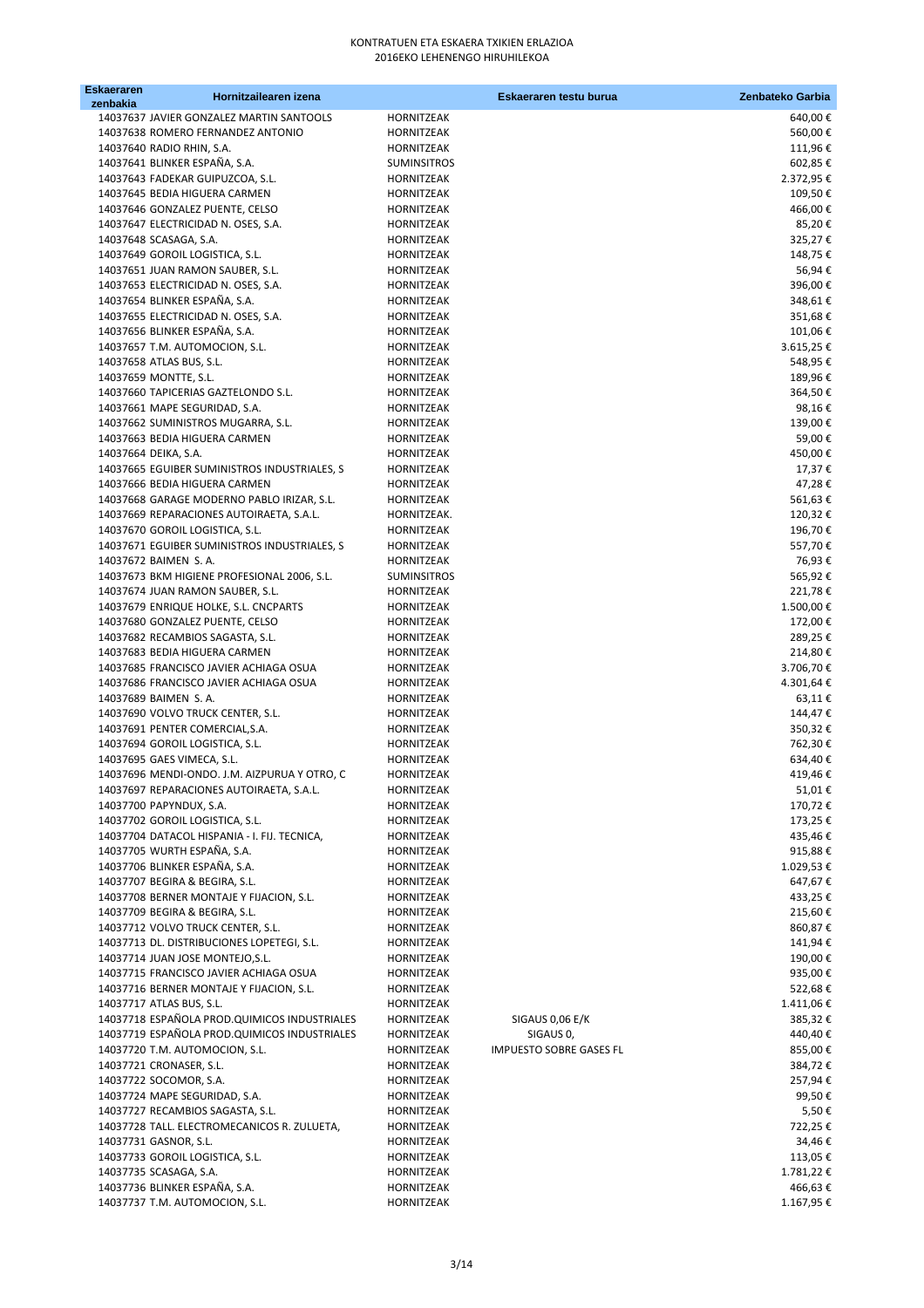KONTRATUEN ETA ESKAERA TXIKIEN ERLAZIOA
2016EKO LEHENENGO HIRUHILEKOA

| Eskaeraren zenbakia | Hornitzailearen izena | | Eskaeraren testu burua | Zenbateko Garbia |
|---|---|---|---|---|
| 14037637 | JAVIER GONZALEZ MARTIN SANTOOLS | HORNITZEAK | | 640,00 € |
| 14037638 | ROMERO FERNANDEZ ANTONIO | HORNITZEAK | | 560,00 € |
| 14037640 | RADIO RHIN, S.A. | HORNITZEAK | | 111,96 € |
| 14037641 | BLINKER ESPAÑA, S.A. | SUMINSITROS | | 602,85 € |
| 14037643 | FADEKAR GUIPUZCOA, S.L. | HORNITZEAK | | 2.372,95 € |
| 14037645 | BEDIA HIGUERA CARMEN | HORNITZEAK | | 109,50 € |
| 14037646 | GONZALEZ PUENTE, CELSO | HORNITZEAK | | 466,00 € |
| 14037647 | ELECTRICIDAD N. OSES, S.A. | HORNITZEAK | | 85,20 € |
| 14037648 | SCASAGA, S.A. | HORNITZEAK | | 325,27 € |
| 14037649 | GOROIL LOGISTICA, S.L. | HORNITZEAK | | 148,75 € |
| 14037651 | JUAN RAMON SAUBER, S.L. | HORNITZEAK | | 56,94 € |
| 14037653 | ELECTRICIDAD N. OSES, S.A. | HORNITZEAK | | 396,00 € |
| 14037654 | BLINKER ESPAÑA, S.A. | HORNITZEAK | | 348,61 € |
| 14037655 | ELECTRICIDAD N. OSES, S.A. | HORNITZEAK | | 351,68 € |
| 14037656 | BLINKER ESPAÑA, S.A. | HORNITZEAK | | 101,06 € |
| 14037657 | T.M. AUTOMOCION, S.L. | HORNITZEAK | | 3.615,25 € |
| 14037658 | ATLAS BUS, S.L. | HORNITZEAK | | 548,95 € |
| 14037659 | MONTTE, S.L. | HORNITZEAK | | 189,96 € |
| 14037660 | TAPICERIAS GAZTELONDO S.L. | HORNITZEAK | | 364,50 € |
| 14037661 | MAPE SEGURIDAD, S.A. | HORNITZEAK | | 98,16 € |
| 14037662 | SUMINISTROS MUGARRA, S.L. | HORNITZEAK | | 139,00 € |
| 14037663 | BEDIA HIGUERA CARMEN | HORNITZEAK | | 59,00 € |
| 14037664 | DEIKA, S.A. | HORNITZEAK | | 450,00 € |
| 14037665 | EGUIBER SUMINISTROS INDUSTRIALES, S | HORNITZEAK | | 17,37 € |
| 14037666 | BEDIA HIGUERA CARMEN | HORNITZEAK | | 47,28 € |
| 14037668 | GARAGE MODERNO PABLO IRIZAR, S.L. | HORNITZEAK | | 561,63 € |
| 14037669 | REPARACIONES AUTOIRAETA, S.A.L. | HORNITZEAK. | | 120,32 € |
| 14037670 | GOROIL LOGISTICA, S.L. | HORNITZEAK | | 196,70 € |
| 14037671 | EGUIBER SUMINISTROS INDUSTRIALES, S | HORNITZEAK | | 557,70 € |
| 14037672 | BAIMEN S. A. | HORNITZEAK | | 76,93 € |
| 14037673 | BKM HIGIENE PROFESIONAL 2006, S.L. | SUMINSITROS | | 565,92 € |
| 14037674 | JUAN RAMON SAUBER, S.L. | HORNITZEAK | | 221,78 € |
| 14037679 | ENRIQUE HOLKE, S.L. CNCPARTS | HORNITZEAK | | 1.500,00 € |
| 14037680 | GONZALEZ PUENTE, CELSO | HORNITZEAK | | 172,00 € |
| 14037682 | RECAMBIOS SAGASTA, S.L. | HORNITZEAK | | 289,25 € |
| 14037683 | BEDIA HIGUERA CARMEN | HORNITZEAK | | 214,80 € |
| 14037685 | FRANCISCO JAVIER ACHIAGA OSUA | HORNITZEAK | | 3.706,70 € |
| 14037686 | FRANCISCO JAVIER ACHIAGA OSUA | HORNITZEAK | | 4.301,64 € |
| 14037689 | BAIMEN S. A. | HORNITZEAK | | 63,11 € |
| 14037690 | VOLVO TRUCK CENTER, S.L. | HORNITZEAK | | 144,47 € |
| 14037691 | PENTER COMERCIAL,S.A. | HORNITZEAK | | 350,32 € |
| 14037694 | GOROIL LOGISTICA, S.L. | HORNITZEAK | | 762,30 € |
| 14037695 | GAES VIMECA, S.L. | HORNITZEAK | | 634,40 € |
| 14037696 | MENDI-ONDO. J.M. AIZPURUA Y OTRO, C | HORNITZEAK | | 419,46 € |
| 14037697 | REPARACIONES AUTOIRAETA, S.A.L. | HORNITZEAK | | 51,01 € |
| 14037700 | PAPYNDUX, S.A. | HORNITZEAK | | 170,72 € |
| 14037702 | GOROIL LOGISTICA, S.L. | HORNITZEAK | | 173,25 € |
| 14037704 | DATACOL HISPANIA - I. FIJ. TECNICA, | HORNITZEAK | | 435,46 € |
| 14037705 | WURTH ESPAÑA, S.A. | HORNITZEAK | | 915,88 € |
| 14037706 | BLINKER ESPAÑA, S.A. | HORNITZEAK | | 1.029,53 € |
| 14037707 | BEGIRA & BEGIRA, S.L. | HORNITZEAK | | 647,67 € |
| 14037708 | BERNER MONTAJE Y FIJACION, S.L. | HORNITZEAK | | 433,25 € |
| 14037709 | BEGIRA & BEGIRA, S.L. | HORNITZEAK | | 215,60 € |
| 14037712 | VOLVO TRUCK CENTER, S.L. | HORNITZEAK | | 860,87 € |
| 14037713 | DL. DISTRIBUCIONES LOPETEGI, S.L. | HORNITZEAK | | 141,94 € |
| 14037714 | JUAN JOSE MONTEJO,S.L. | HORNITZEAK | | 190,00 € |
| 14037715 | FRANCISCO JAVIER ACHIAGA OSUA | HORNITZEAK | | 935,00 € |
| 14037716 | BERNER MONTAJE Y FIJACION, S.L. | HORNITZEAK | | 522,68 € |
| 14037717 | ATLAS BUS, S.L. | HORNITZEAK | | 1.411,06 € |
| 14037718 | ESPAÑOLA PROD.QUIMICOS INDUSTRIALES | HORNITZEAK | SIGAUS 0,06 E/K | 385,32 € |
| 14037719 | ESPAÑOLA PROD.QUIMICOS INDUSTRIALES | HORNITZEAK | SIGAUS 0, | 440,40 € |
| 14037720 | T.M. AUTOMOCION, S.L. | HORNITZEAK | IMPUESTO SOBRE GASES FL | 855,00 € |
| 14037721 | CRONASER, S.L. | HORNITZEAK | | 384,72 € |
| 14037722 | SOCOMOR, S.A. | HORNITZEAK | | 257,94 € |
| 14037724 | MAPE SEGURIDAD, S.A. | HORNITZEAK | | 99,50 € |
| 14037727 | RECAMBIOS SAGASTA, S.L. | HORNITZEAK | | 5,50 € |
| 14037728 | TALL. ELECTROMECANICOS R. ZULUETA, | HORNITZEAK | | 722,25 € |
| 14037731 | GASNOR, S.L. | HORNITZEAK | | 34,46 € |
| 14037733 | GOROIL LOGISTICA, S.L. | HORNITZEAK | | 113,05 € |
| 14037735 | SCASAGA, S.A. | HORNITZEAK | | 1.781,22 € |
| 14037736 | BLINKER ESPAÑA, S.A. | HORNITZEAK | | 466,63 € |
| 14037737 | T.M. AUTOMOCION, S.L. | HORNITZEAK | | 1.167,95 € |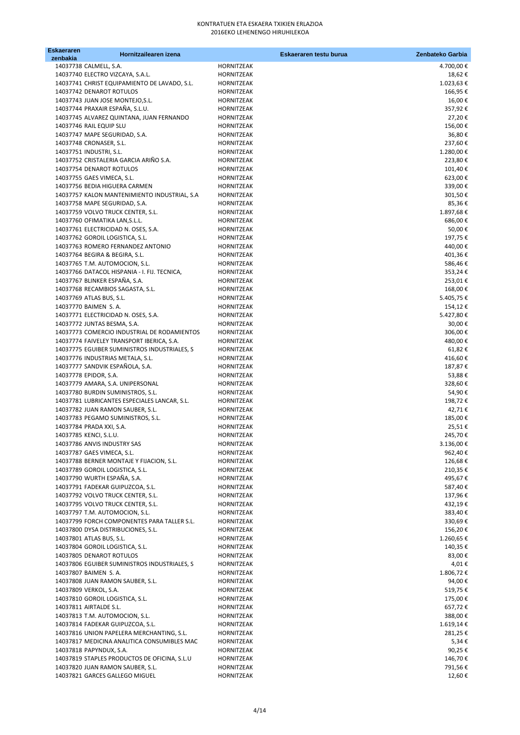KONTRATUEN ETA ESKAERA TXIKIEN ERLAZIOA
2016EKO LEHENENGO HIRUHILEKOA

| Eskaeraren zenbakia | Hornitzailearen izena | Eskaeraren testu burua | Zenbateko Garbia |
|---|---|---|---|
| 14037738 | CALMELL, S.A. | HORNITZEAK | 4.700,00 € |
| 14037740 | ELECTRO VIZCAYA, S.A.L. | HORNITZEAK | 18,62 € |
| 14037741 | CHRIST EQUIPAMIENTO DE LAVADO, S.L. | HORNITZEAK | 1.023,63 € |
| 14037742 | DENAROT ROTULOS | HORNITZEAK | 166,95 € |
| 14037743 | JUAN JOSE MONTEJO,S.L. | HORNITZEAK | 16,00 € |
| 14037744 | PRAXAIR ESPAÑA, S.L.U. | HORNITZEAK | 357,92 € |
| 14037745 | ALVAREZ QUINTANA, JUAN FERNANDO | HORNITZEAK | 27,20 € |
| 14037746 | RAIL EQUIP SLU | HORNITZEAK | 156,00 € |
| 14037747 | MAPE SEGURIDAD, S.A. | HORNITZEAK | 36,80 € |
| 14037748 | CRONASER, S.L. | HORNITZEAK | 237,60 € |
| 14037751 | INDUSTRI, S.L. | HORNITZEAK | 1.280,00 € |
| 14037752 | CRISTALERIA GARCIA ARIÑO S.A. | HORNITZEAK | 223,80 € |
| 14037754 | DENAROT ROTULOS | HORNITZEAK | 101,40 € |
| 14037755 | GAES VIMECA, S.L. | HORNITZEAK | 623,00 € |
| 14037756 | BEDIA HIGUERA CARMEN | HORNITZEAK | 339,00 € |
| 14037757 | KALON MANTENIMIENTO INDUSTRIAL, S.A | HORNITZEAK | 301,50 € |
| 14037758 | MAPE SEGURIDAD, S.A. | HORNITZEAK | 85,36 € |
| 14037759 | VOLVO TRUCK CENTER, S.L. | HORNITZEAK | 1.897,68 € |
| 14037760 | OFIMATIKA LAN,S.L.L. | HORNITZEAK | 686,00 € |
| 14037761 | ELECTRICIDAD N. OSES, S.A. | HORNITZEAK | 50,00 € |
| 14037762 | GOROIL LOGISTICA, S.L. | HORNITZEAK | 197,75 € |
| 14037763 | ROMERO FERNANDEZ ANTONIO | HORNITZEAK | 440,00 € |
| 14037764 | BEGIRA & BEGIRA, S.L. | HORNITZEAK | 401,36 € |
| 14037765 | T.M. AUTOMOCION, S.L. | HORNITZEAK | 586,46 € |
| 14037766 | DATACOL HISPANIA - I. FIJ. TECNICA, | HORNITZEAK | 353,24 € |
| 14037767 | BLINKER ESPAÑA, S.A. | HORNITZEAK | 253,01 € |
| 14037768 | RECAMBIOS SAGASTA, S.L. | HORNITZEAK | 168,00 € |
| 14037769 | ATLAS BUS, S.L. | HORNITZEAK | 5.405,75 € |
| 14037770 | BAIMEN S. A. | HORNITZEAK | 154,12 € |
| 14037771 | ELECTRICIDAD N. OSES, S.A. | HORNITZEAK | 5.427,80 € |
| 14037772 | JUNTAS BESMA, S.A. | HORNITZEAK | 30,00 € |
| 14037773 | COMERCIO INDUSTRIAL DE RODAMIENTOS | HORNITZEAK | 306,00 € |
| 14037774 | FAIVELEY TRANSPORT IBERICA, S.A. | HORNITZEAK | 480,00 € |
| 14037775 | EGUIBER SUMINISTROS INDUSTRIALES, S | HORNITZEAK | 61,82 € |
| 14037776 | INDUSTRIAS METALA, S.L. | HORNITZEAK | 416,60 € |
| 14037777 | SANDVIK ESPAÑOLA, S.A. | HORNITZEAK | 187,87 € |
| 14037778 | EPIDOR, S.A. | HORNITZEAK | 53,88 € |
| 14037779 | AMARA, S.A. UNIPERSONAL | HORNITZEAK | 328,60 € |
| 14037780 | BURDIN SUMINISTROS, S.L. | HORNITZEAK | 54,90 € |
| 14037781 | LUBRICANTES ESPECIALES LANCAR, S.L. | HORNITZEAK | 198,72 € |
| 14037782 | JUAN RAMON SAUBER, S.L. | HORNITZEAK | 42,71 € |
| 14037783 | PEGAMO SUMINISTROS, S.L. | HORNITZEAK | 185,00 € |
| 14037784 | PRADA XXI, S.A. | HORNITZEAK | 25,51 € |
| 14037785 | KENCI, S.L.U. | HORNITZEAK | 245,70 € |
| 14037786 | ANVIS INDUSTRY SAS | HORNITZEAK | 3.136,00 € |
| 14037787 | GAES VIMECA, S.L. | HORNITZEAK | 962,40 € |
| 14037788 | BERNER MONTAJE Y FIJACION, S.L. | HORNITZEAK | 126,68 € |
| 14037789 | GOROIL LOGISTICA, S.L. | HORNITZEAK | 210,35 € |
| 14037790 | WURTH ESPAÑA, S.A. | HORNITZEAK | 495,67 € |
| 14037791 | FADEKAR GUIPUZCOA, S.L. | HORNITZEAK | 587,40 € |
| 14037792 | VOLVO TRUCK CENTER, S.L. | HORNITZEAK | 137,96 € |
| 14037795 | VOLVO TRUCK CENTER, S.L. | HORNITZEAK | 432,19 € |
| 14037797 | T.M. AUTOMOCION, S.L. | HORNITZEAK | 383,40 € |
| 14037799 | FORCH COMPONENTES PARA TALLER S.L. | HORNITZEAK | 330,69 € |
| 14037800 | DYSA DISTRIBUCIONES, S.L. | HORNITZEAK | 156,20 € |
| 14037801 | ATLAS BUS, S.L. | HORNITZEAK | 1.260,65 € |
| 14037804 | GOROIL LOGISTICA, S.L. | HORNITZEAK | 140,35 € |
| 14037805 | DENAROT ROTULOS | HORNITZEAK | 83,00 € |
| 14037806 | EGUIBER SUMINISTROS INDUSTRIALES, S | HORNITZEAK | 4,01 € |
| 14037807 | BAIMEN S. A. | HORNITZEAK | 1.806,72 € |
| 14037808 | JUAN RAMON SAUBER, S.L. | HORNITZEAK | 94,00 € |
| 14037809 | VERKOL, S.A. | HORNITZEAK | 519,75 € |
| 14037810 | GOROIL LOGISTICA, S.L. | HORNITZEAK | 175,00 € |
| 14037811 | AIRTALDE S.L. | HORNITZEAK | 657,72 € |
| 14037813 | T.M. AUTOMOCION, S.L. | HORNITZEAK | 388,00 € |
| 14037814 | FADEKAR GUIPUZCOA, S.L. | HORNITZEAK | 1.619,14 € |
| 14037816 | UNION PAPELERA MERCHANTING, S.L. | HORNITZEAK | 281,25 € |
| 14037817 | MEDICINA ANALITICA CONSUMIBLES MAC | HORNITZEAK | 5,34 € |
| 14037818 | PAPYNDUX, S.A. | HORNITZEAK | 90,25 € |
| 14037819 | STAPLES PRODUCTOS DE OFICINA, S.L.U | HORNITZEAK | 146,70 € |
| 14037820 | JUAN RAMON SAUBER, S.L. | HORNITZEAK | 791,56 € |
| 14037821 | GARCES GALLEGO MIGUEL | HORNITZEAK | 12,60 € |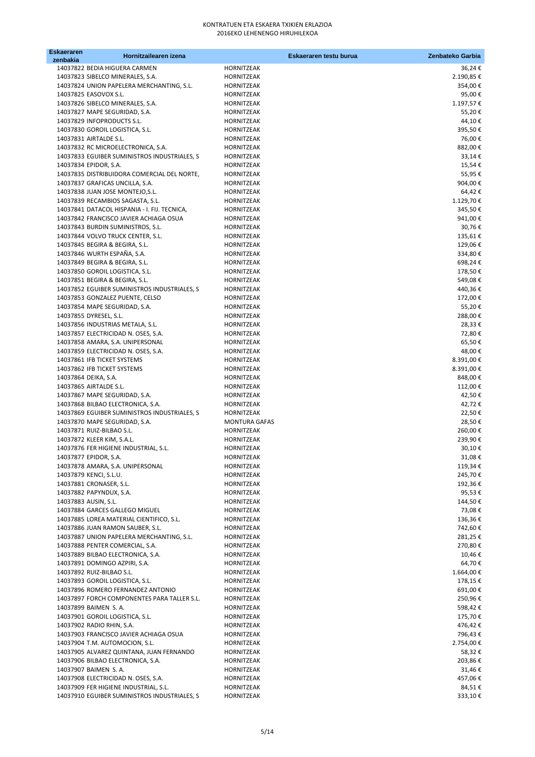| Eskaeraren zenbakia | Hornitzailearen izena | Eskaeraren testu burua | Zenbateko Garbia |
|---|---|---|---|
| 14037822 | BEDIA HIGUERA CARMEN | HORNITZEAK | 36,24 € |
| 14037823 | SIBELCO MINERALES, S.A. | HORNITZEAK | 2.190,85 € |
| 14037824 | UNION PAPELERA MERCHANTING, S.L. | HORNITZEAK | 354,00 € |
| 14037825 | EASOVOX S.L. | HORNITZEAK | 95,00 € |
| 14037826 | SIBELCO MINERALES, S.A. | HORNITZEAK | 1.197,57 € |
| 14037827 | MAPE SEGURIDAD, S.A. | HORNITZEAK | 55,20 € |
| 14037829 | INFOPRODUCTS S.L. | HORNITZEAK | 44,10 € |
| 14037830 | GOROIL LOGISTICA, S.L. | HORNITZEAK | 395,50 € |
| 14037831 | AIRTALDE S.L. | HORNITZEAK | 76,00 € |
| 14037832 | RC MICROELECTRONICA, S.A. | HORNITZEAK | 882,00 € |
| 14037833 | EGUIBER SUMINISTROS INDUSTRIALES, S | HORNITZEAK | 33,14 € |
| 14037834 | EPIDOR, S.A. | HORNITZEAK | 15,54 € |
| 14037835 | DISTRIBUIDORA COMERCIAL DEL NORTE, | HORNITZEAK | 55,95 € |
| 14037837 | GRAFICAS UNCILLA, S.A. | HORNITZEAK | 904,00 € |
| 14037838 | JUAN JOSE MONTEJO,S.L. | HORNITZEAK | 64,42 € |
| 14037839 | RECAMBIOS SAGASTA, S.L. | HORNITZEAK | 1.129,70 € |
| 14037841 | DATACOL HISPANIA - I. FIJ. TECNICA, | HORNITZEAK | 345,50 € |
| 14037842 | FRANCISCO JAVIER ACHIAGA OSUA | HORNITZEAK | 941,00 € |
| 14037843 | BURDIN SUMINISTROS, S.L. | HORNITZEAK | 30,76 € |
| 14037844 | VOLVO TRUCK CENTER, S.L. | HORNITZEAK | 135,61 € |
| 14037845 | BEGIRA & BEGIRA, S.L. | HORNITZEAK | 129,06 € |
| 14037846 | WURTH ESPAÑA, S.A. | HORNITZEAK | 334,80 € |
| 14037849 | BEGIRA & BEGIRA, S.L. | HORNITZEAK | 698,24 € |
| 14037850 | GOROIL LOGISTICA, S.L. | HORNITZEAK | 178,50 € |
| 14037851 | BEGIRA & BEGIRA, S.L. | HORNITZEAK | 549,08 € |
| 14037852 | EGUIBER SUMINISTROS INDUSTRIALES, S | HORNITZEAK | 440,36 € |
| 14037853 | GONZALEZ PUENTE, CELSO | HORNITZEAK | 172,00 € |
| 14037854 | MAPE SEGURIDAD, S.A. | HORNITZEAK | 55,20 € |
| 14037855 | DYRESEL, S.L. | HORNITZEAK | 288,00 € |
| 14037856 | INDUSTRIAS METALA, S.L. | HORNITZEAK | 28,33 € |
| 14037857 | ELECTRICIDAD N. OSES, S.A. | HORNITZEAK | 72,80 € |
| 14037858 | AMARA, S.A. UNIPERSONAL | HORNITZEAK | 65,50 € |
| 14037859 | ELECTRICIDAD N. OSES, S.A. | HORNITZEAK | 48,00 € |
| 14037861 | IFB TICKET SYSTEMS | HORNITZEAK | 8.391,00 € |
| 14037862 | IFB TICKET SYSTEMS | HORNITZEAK | 8.391,00 € |
| 14037864 | DEIKA, S.A. | HORNITZEAK | 848,00 € |
| 14037865 | AIRTALDE S.L. | HORNITZEAK | 112,00 € |
| 14037867 | MAPE SEGURIDAD, S.A. | HORNITZEAK | 42,50 € |
| 14037868 | BILBAO ELECTRONICA, S.A. | HORNITZEAK | 42,72 € |
| 14037869 | EGUIBER SUMINISTROS INDUSTRIALES, S | HORNITZEAK | 22,50 € |
| 14037870 | MAPE SEGURIDAD, S.A. | MONTURA GAFAS | 28,50 € |
| 14037871 | RUIZ-BILBAO S.L. | HORNITZEAK | 260,00 € |
| 14037872 | KLEER KIM, S.A.L. | HORNITZEAK | 239,90 € |
| 14037876 | FER HIGIENE INDUSTRIAL, S.L. | HORNITZEAK | 30,10 € |
| 14037877 | EPIDOR, S.A. | HORNITZEAK | 31,08 € |
| 14037878 | AMARA, S.A. UNIPERSONAL | HORNITZEAK | 119,34 € |
| 14037879 | KENCI, S.L.U. | HORNITZEAK | 245,70 € |
| 14037881 | CRONASER, S.L. | HORNITZEAK | 192,36 € |
| 14037882 | PAPYNDUX, S.A. | HORNITZEAK | 95,53 € |
| 14037883 | AUSIN, S.L. | HORNITZEAK | 144,50 € |
| 14037884 | GARCES GALLEGO MIGUEL | HORNITZEAK | 73,08 € |
| 14037885 | LOREA MATERIAL CIENTIFICO, S.L. | HORNITZEAK | 136,36 € |
| 14037886 | JUAN RAMON SAUBER, S.L. | HORNITZEAK | 742,60 € |
| 14037887 | UNION PAPELERA MERCHANTING, S.L. | HORNITZEAK | 281,25 € |
| 14037888 | PENTER COMERCIAL, S.A. | HORNITZEAK | 270,80 € |
| 14037889 | BILBAO ELECTRONICA, S.A. | HORNITZEAK | 10,46 € |
| 14037891 | DOMINGO AZPIRI, S.A. | HORNITZEAK | 64,70 € |
| 14037892 | RUIZ-BILBAO S.L. | HORNITZEAK | 1.664,00 € |
| 14037893 | GOROIL LOGISTICA, S.L. | HORNITZEAK | 178,15 € |
| 14037896 | ROMERO FERNANDEZ ANTONIO | HORNITZEAK | 691,00 € |
| 14037897 | FORCH COMPONENTES PARA TALLER S.L. | HORNITZEAK | 250,96 € |
| 14037899 | BAIMEN S. A. | HORNITZEAK | 598,42 € |
| 14037901 | GOROIL LOGISTICA, S.L. | HORNITZEAK | 175,70 € |
| 14037902 | RADIO RHIN, S.A. | HORNITZEAK | 476,42 € |
| 14037903 | FRANCISCO JAVIER ACHIAGA OSUA | HORNITZEAK | 796,43 € |
| 14037904 | T.M. AUTOMOCION, S.L. | HORNITZEAK | 2.754,00 € |
| 14037905 | ALVAREZ QUINTANA, JUAN FERNANDO | HORNITZEAK | 58,32 € |
| 14037906 | BILBAO ELECTRONICA, S.A. | HORNITZEAK | 203,86 € |
| 14037907 | BAIMEN S. A. | HORNITZEAK | 31,46 € |
| 14037908 | ELECTRICIDAD N. OSES, S.A. | HORNITZEAK | 457,06 € |
| 14037909 | FER HIGIENE INDUSTRIAL, S.L. | HORNITZEAK | 84,51 € |
| 14037910 | EGUIBER SUMINISTROS INDUSTRIALES, S | HORNITZEAK | 333,10 € |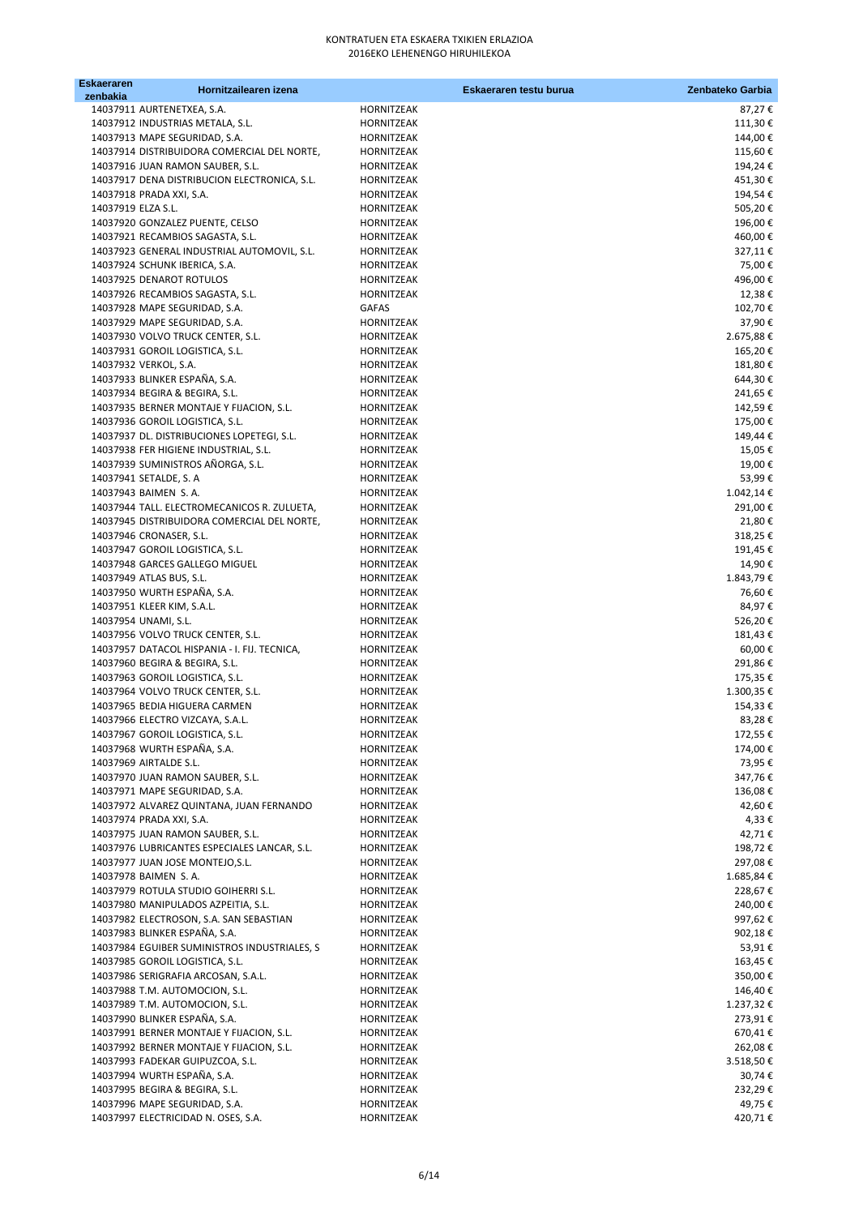KONTRATUEN ETA ESKAERA TXIKIEN ERLAZIOA
2016EKO LEHENENGO HIRUHILEKOA

| Eskaeraren zenbakia | Hornitzailearen izena | Eskaeraren testu burua | Zenbateko Garbia |
|---|---|---|---|
| 14037911 | AURTENETXEA, S.A. | HORNITZEAK | 87,27 € |
| 14037912 | INDUSTRIAS METALA, S.L. | HORNITZEAK | 111,30 € |
| 14037913 | MAPE SEGURIDAD, S.A. | HORNITZEAK | 144,00 € |
| 14037914 | DISTRIBUIDORA COMERCIAL DEL NORTE, | HORNITZEAK | 115,60 € |
| 14037916 | JUAN RAMON SAUBER, S.L. | HORNITZEAK | 194,24 € |
| 14037917 | DENA DISTRIBUCION ELECTRONICA, S.L. | HORNITZEAK | 451,30 € |
| 14037918 | PRADA XXI, S.A. | HORNITZEAK | 194,54 € |
| 14037919 | ELZA S.L. | HORNITZEAK | 505,20 € |
| 14037920 | GONZALEZ PUENTE, CELSO | HORNITZEAK | 196,00 € |
| 14037921 | RECAMBIOS SAGASTA, S.L. | HORNITZEAK | 460,00 € |
| 14037923 | GENERAL INDUSTRIAL AUTOMOVIL, S.L. | HORNITZEAK | 327,11 € |
| 14037924 | SCHUNK IBERICA, S.A. | HORNITZEAK | 75,00 € |
| 14037925 | DENAROT ROTULOS | HORNITZEAK | 496,00 € |
| 14037926 | RECAMBIOS SAGASTA, S.L. | HORNITZEAK | 12,38 € |
| 14037928 | MAPE SEGURIDAD, S.A. | GAFAS | 102,70 € |
| 14037929 | MAPE SEGURIDAD, S.A. | HORNITZEAK | 37,90 € |
| 14037930 | VOLVO TRUCK CENTER, S.L. | HORNITZEAK | 2.675,88 € |
| 14037931 | GOROIL LOGISTICA, S.L. | HORNITZEAK | 165,20 € |
| 14037932 | VERKOL, S.A. | HORNITZEAK | 181,80 € |
| 14037933 | BLINKER ESPAÑA, S.A. | HORNITZEAK | 644,30 € |
| 14037934 | BEGIRA & BEGIRA, S.L. | HORNITZEAK | 241,65 € |
| 14037935 | BERNER MONTAJE Y FIJACION, S.L. | HORNITZEAK | 142,59 € |
| 14037936 | GOROIL LOGISTICA, S.L. | HORNITZEAK | 175,00 € |
| 14037937 | DL. DISTRIBUCIONES LOPETEGI, S.L. | HORNITZEAK | 149,44 € |
| 14037938 | FER HIGIENE INDUSTRIAL, S.L. | HORNITZEAK | 15,05 € |
| 14037939 | SUMINISTROS AÑORGA, S.L. | HORNITZEAK | 19,00 € |
| 14037941 | SETALDE, S. A | HORNITZEAK | 53,99 € |
| 14037943 | BAIMEN S. A. | HORNITZEAK | 1.042,14 € |
| 14037944 | TALL. ELECTROMECANICOS R. ZULUETA, | HORNITZEAK | 291,00 € |
| 14037945 | DISTRIBUIDORA COMERCIAL DEL NORTE, | HORNITZEAK | 21,80 € |
| 14037946 | CRONASER, S.L. | HORNITZEAK | 318,25 € |
| 14037947 | GOROIL LOGISTICA, S.L. | HORNITZEAK | 191,45 € |
| 14037948 | GARCES GALLEGO MIGUEL | HORNITZEAK | 14,90 € |
| 14037949 | ATLAS BUS, S.L. | HORNITZEAK | 1.843,79 € |
| 14037950 | WURTH ESPAÑA, S.A. | HORNITZEAK | 76,60 € |
| 14037951 | KLEER KIM, S.A.L. | HORNITZEAK | 84,97 € |
| 14037954 | UNAMI, S.L. | HORNITZEAK | 526,20 € |
| 14037956 | VOLVO TRUCK CENTER, S.L. | HORNITZEAK | 181,43 € |
| 14037957 | DATACOL HISPANIA - I. FIJ. TECNICA, | HORNITZEAK | 60,00 € |
| 14037960 | BEGIRA & BEGIRA, S.L. | HORNITZEAK | 291,86 € |
| 14037963 | GOROIL LOGISTICA, S.L. | HORNITZEAK | 175,35 € |
| 14037964 | VOLVO TRUCK CENTER, S.L. | HORNITZEAK | 1.300,35 € |
| 14037965 | BEDIA HIGUERA CARMEN | HORNITZEAK | 154,33 € |
| 14037966 | ELECTRO VIZCAYA, S.A.L. | HORNITZEAK | 83,28 € |
| 14037967 | GOROIL LOGISTICA, S.L. | HORNITZEAK | 172,55 € |
| 14037968 | WURTH ESPAÑA, S.A. | HORNITZEAK | 174,00 € |
| 14037969 | AIRTALDE S.L. | HORNITZEAK | 73,95 € |
| 14037970 | JUAN RAMON SAUBER, S.L. | HORNITZEAK | 347,76 € |
| 14037971 | MAPE SEGURIDAD, S.A. | HORNITZEAK | 136,08 € |
| 14037972 | ALVAREZ QUINTANA, JUAN FERNANDO | HORNITZEAK | 42,60 € |
| 14037974 | PRADA XXI, S.A. | HORNITZEAK | 4,33 € |
| 14037975 | JUAN RAMON SAUBER, S.L. | HORNITZEAK | 42,71 € |
| 14037976 | LUBRICANTES ESPECIALES LANCAR, S.L. | HORNITZEAK | 198,72 € |
| 14037977 | JUAN JOSE MONTEJO,S.L. | HORNITZEAK | 297,08 € |
| 14037978 | BAIMEN S. A. | HORNITZEAK | 1.685,84 € |
| 14037979 | ROTULA STUDIO GOIHERRI S.L. | HORNITZEAK | 228,67 € |
| 14037980 | MANIPULADOS AZPEITIA, S.L. | HORNITZEAK | 240,00 € |
| 14037982 | ELECTROSON, S.A. SAN SEBASTIAN | HORNITZEAK | 997,62 € |
| 14037983 | BLINKER ESPAÑA, S.A. | HORNITZEAK | 902,18 € |
| 14037984 | EGUIBER SUMINISTROS INDUSTRIALES, S | HORNITZEAK | 53,91 € |
| 14037985 | GOROIL LOGISTICA, S.L. | HORNITZEAK | 163,45 € |
| 14037986 | SERIGRAFIA ARCOSAN, S.A.L. | HORNITZEAK | 350,00 € |
| 14037988 | T.M. AUTOMOCION, S.L. | HORNITZEAK | 146,40 € |
| 14037989 | T.M. AUTOMOCION, S.L. | HORNITZEAK | 1.237,32 € |
| 14037990 | BLINKER ESPAÑA, S.A. | HORNITZEAK | 273,91 € |
| 14037991 | BERNER MONTAJE Y FIJACION, S.L. | HORNITZEAK | 670,41 € |
| 14037992 | BERNER MONTAJE Y FIJACION, S.L. | HORNITZEAK | 262,08 € |
| 14037993 | FADEKAR GUIPUZCOA, S.L. | HORNITZEAK | 3.518,50 € |
| 14037994 | WURTH ESPAÑA, S.A. | HORNITZEAK | 30,74 € |
| 14037995 | BEGIRA & BEGIRA, S.L. | HORNITZEAK | 232,29 € |
| 14037996 | MAPE SEGURIDAD, S.A. | HORNITZEAK | 49,75 € |
| 14037997 | ELECTRICIDAD N. OSES, S.A. | HORNITZEAK | 420,71 € |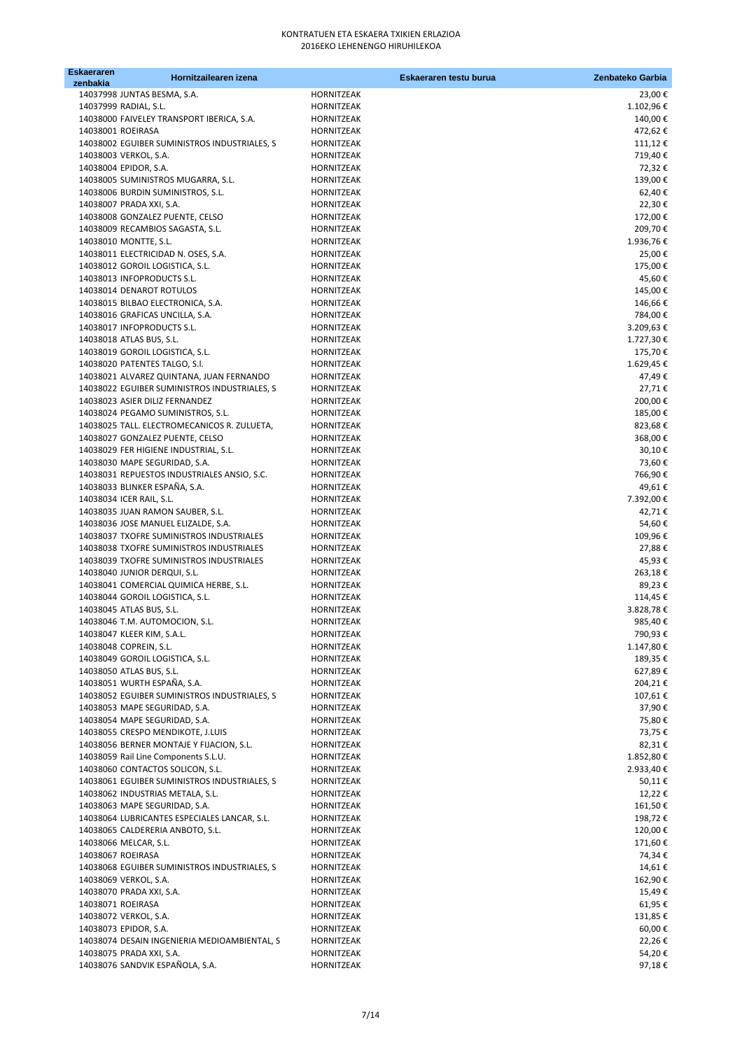KONTRATUEN ETA ESKAERA TXIKIEN ERLAZIOA
2016EKO LEHENENGO HIRUHILEKOA

| Eskaeraren zenbakia | Hornitzailearen izena | | Eskaeraren testu burua | Zenbateko Garbia |
|---|---|---|---|---|
| 14037998 | JUNTAS BESMA, S.A. | HORNITZEAK | | 23,00 € |
| 14037999 | RADIAL, S.L. | HORNITZEAK | | 1.102,96 € |
| 14038000 | FAIVELEY TRANSPORT IBERICA, S.A. | HORNITZEAK | | 140,00 € |
| 14038001 | ROEIRASA | HORNITZEAK | | 472,62 € |
| 14038002 | EGUIBER SUMINISTROS INDUSTRIALES, S | HORNITZEAK | | 111,12 € |
| 14038003 | VERKOL, S.A. | HORNITZEAK | | 719,40 € |
| 14038004 | EPIDOR, S.A. | HORNITZEAK | | 72,32 € |
| 14038005 | SUMINISTROS MUGARRA, S.L. | HORNITZEAK | | 139,00 € |
| 14038006 | BURDIN SUMINISTROS, S.L. | HORNITZEAK | | 62,40 € |
| 14038007 | PRADA XXI, S.A. | HORNITZEAK | | 22,30 € |
| 14038008 | GONZALEZ PUENTE, CELSO | HORNITZEAK | | 172,00 € |
| 14038009 | RECAMBIOS SAGASTA, S.L. | HORNITZEAK | | 209,70 € |
| 14038010 | MONTTE, S.L. | HORNITZEAK | | 1.936,76 € |
| 14038011 | ELECTRICIDAD N. OSES, S.A. | HORNITZEAK | | 25,00 € |
| 14038012 | GOROIL LOGISTICA, S.L. | HORNITZEAK | | 175,00 € |
| 14038013 | INFOPRODUCTS S.L. | HORNITZEAK | | 45,60 € |
| 14038014 | DENAROT ROTULOS | HORNITZEAK | | 145,00 € |
| 14038015 | BILBAO ELECTRONICA, S.A. | HORNITZEAK | | 146,66 € |
| 14038016 | GRAFICAS UNCILLA, S.A. | HORNITZEAK | | 784,00 € |
| 14038017 | INFOPRODUCTS S.L. | HORNITZEAK | | 3.209,63 € |
| 14038018 | ATLAS BUS, S.L. | HORNITZEAK | | 1.727,30 € |
| 14038019 | GOROIL LOGISTICA, S.L. | HORNITZEAK | | 175,70 € |
| 14038020 | PATENTES TALGO, S.l. | HORNITZEAK | | 1.629,45 € |
| 14038021 | ALVAREZ QUINTANA, JUAN FERNANDO | HORNITZEAK | | 47,49 € |
| 14038022 | EGUIBER SUMINISTROS INDUSTRIALES, S | HORNITZEAK | | 27,71 € |
| 14038023 | ASIER DILIZ FERNANDEZ | HORNITZEAK | | 200,00 € |
| 14038024 | PEGAMO SUMINISTROS, S.L. | HORNITZEAK | | 185,00 € |
| 14038025 | TALL. ELECTROMECANICOS R. ZULUETA, | HORNITZEAK | | 823,68 € |
| 14038027 | GONZALEZ PUENTE, CELSO | HORNITZEAK | | 368,00 € |
| 14038029 | FER HIGIENE INDUSTRIAL, S.L. | HORNITZEAK | | 30,10 € |
| 14038030 | MAPE SEGURIDAD, S.A. | HORNITZEAK | | 73,60 € |
| 14038031 | REPUESTOS INDUSTRIALES ANSIO, S.C. | HORNITZEAK | | 766,90 € |
| 14038033 | BLINKER ESPAÑA, S.A. | HORNITZEAK | | 49,61 € |
| 14038034 | ICER RAIL, S.L. | HORNITZEAK | | 7.392,00 € |
| 14038035 | JUAN RAMON SAUBER, S.L. | HORNITZEAK | | 42,71 € |
| 14038036 | JOSE MANUEL ELIZALDE, S.A. | HORNITZEAK | | 54,60 € |
| 14038037 | TXOFRE SUMINISTROS INDUSTRIALES | HORNITZEAK | | 109,96 € |
| 14038038 | TXOFRE SUMINISTROS INDUSTRIALES | HORNITZEAK | | 27,88 € |
| 14038039 | TXOFRE SUMINISTROS INDUSTRIALES | HORNITZEAK | | 45,93 € |
| 14038040 | JUNIOR DERQUI, S.L. | HORNITZEAK | | 263,18 € |
| 14038041 | COMERCIAL QUIMICA HERBE, S.L. | HORNITZEAK | | 89,23 € |
| 14038044 | GOROIL LOGISTICA, S.L. | HORNITZEAK | | 114,45 € |
| 14038045 | ATLAS BUS, S.L. | HORNITZEAK | | 3.828,78 € |
| 14038046 | T.M. AUTOMOCION, S.L. | HORNITZEAK | | 985,40 € |
| 14038047 | KLEER KIM, S.A.L. | HORNITZEAK | | 790,93 € |
| 14038048 | COPREIN, S.L. | HORNITZEAK | | 1.147,80 € |
| 14038049 | GOROIL LOGISTICA, S.L. | HORNITZEAK | | 189,35 € |
| 14038050 | ATLAS BUS, S.L. | HORNITZEAK | | 627,89 € |
| 14038051 | WURTH ESPAÑA, S.A. | HORNITZEAK | | 204,21 € |
| 14038052 | EGUIBER SUMINISTROS INDUSTRIALES, S | HORNITZEAK | | 107,61 € |
| 14038053 | MAPE SEGURIDAD, S.A. | HORNITZEAK | | 37,90 € |
| 14038054 | MAPE SEGURIDAD, S.A. | HORNITZEAK | | 75,80 € |
| 14038055 | CRESPO MENDIKOTE, J.LUIS | HORNITZEAK | | 73,75 € |
| 14038056 | BERNER MONTAJE Y FIJACION, S.L. | HORNITZEAK | | 82,31 € |
| 14038059 | Rail Line Components S.L.U. | HORNITZEAK | | 1.852,80 € |
| 14038060 | CONTACTOS SOLICON, S.L. | HORNITZEAK | | 2.933,40 € |
| 14038061 | EGUIBER SUMINISTROS INDUSTRIALES, S | HORNITZEAK | | 50,11 € |
| 14038062 | INDUSTRIAS METALA, S.L. | HORNITZEAK | | 12,22 € |
| 14038063 | MAPE SEGURIDAD, S.A. | HORNITZEAK | | 161,50 € |
| 14038064 | LUBRICANTES ESPECIALES LANCAR, S.L. | HORNITZEAK | | 198,72 € |
| 14038065 | CALDERERIA ANBOTO, S.L. | HORNITZEAK | | 120,00 € |
| 14038066 | MELCAR, S.L. | HORNITZEAK | | 171,60 € |
| 14038067 | ROEIRASA | HORNITZEAK | | 74,34 € |
| 14038068 | EGUIBER SUMINISTROS INDUSTRIALES, S | HORNITZEAK | | 14,61 € |
| 14038069 | VERKOL, S.A. | HORNITZEAK | | 162,90 € |
| 14038070 | PRADA XXI, S.A. | HORNITZEAK | | 15,49 € |
| 14038071 | ROEIRASA | HORNITZEAK | | 61,95 € |
| 14038072 | VERKOL, S.A. | HORNITZEAK | | 131,85 € |
| 14038073 | EPIDOR, S.A. | HORNITZEAK | | 60,00 € |
| 14038074 | DESAIN INGENIERIA MEDIOAMBIENTAL, S | HORNITZEAK | | 22,26 € |
| 14038075 | PRADA XXI, S.A. | HORNITZEAK | | 54,20 € |
| 14038076 | SANDVIK ESPAÑOLA, S.A. | HORNITZEAK | | 97,18 € |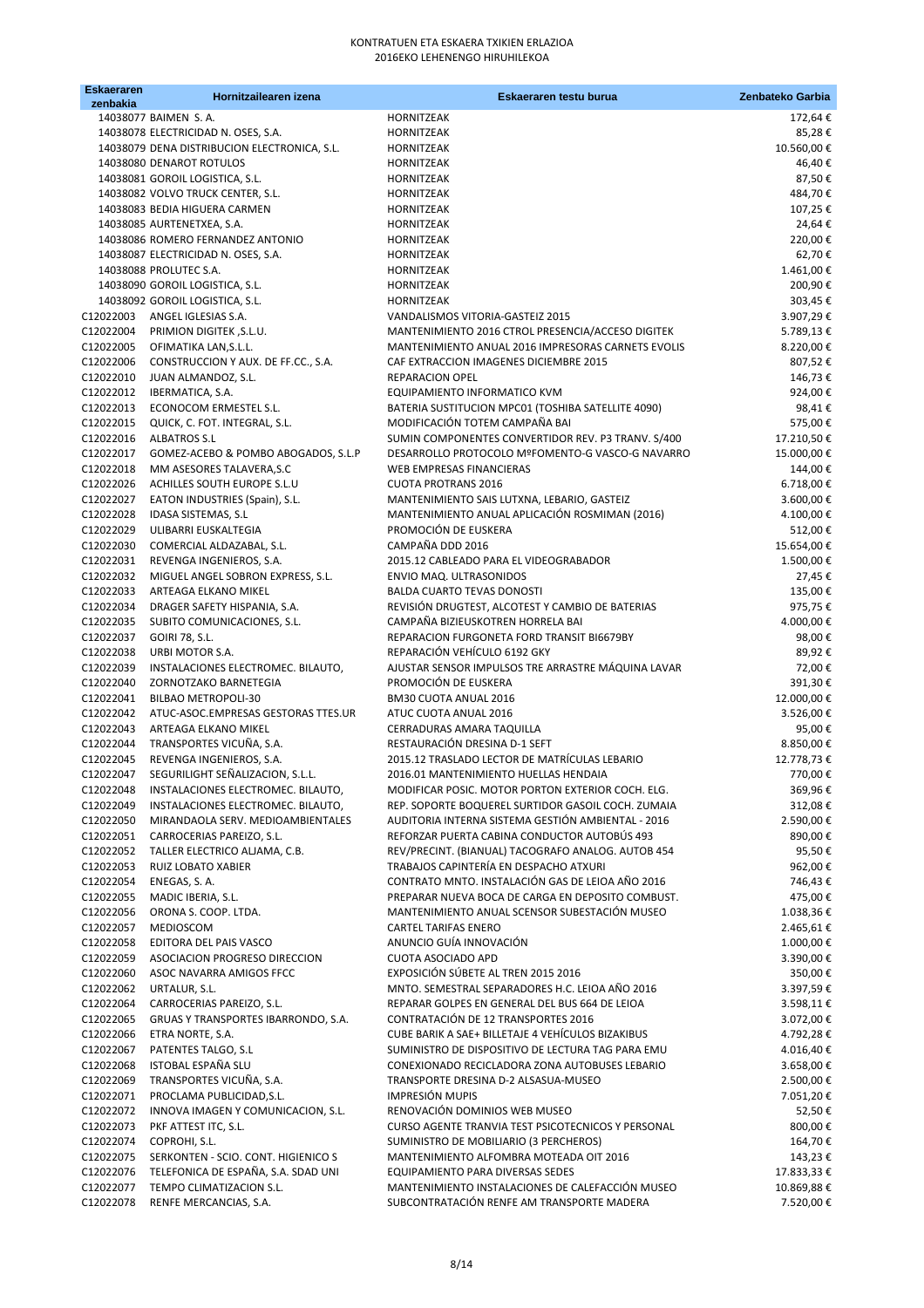KONTRATUEN ETA ESKAERA TXIKIEN ERLAZIOA
2016EKO LEHENENGO HIRUHILEKOA

| Eskaeraren zenbakia | Hornitzailearen izena | Eskaeraren testu burua | Zenbateko Garbia |
|---|---|---|---|
| 14038077 | BAIMEN S. A. | HORNITZEAK | 172,64 € |
| 14038078 | ELECTRICIDAD N. OSES, S.A. | HORNITZEAK | 85,28 € |
| 14038079 | DENA DISTRIBUCION ELECTRONICA, S.L. | HORNITZEAK | 10.560,00 € |
| 14038080 | DENAROT ROTULOS | HORNITZEAK | 46,40 € |
| 14038081 | GOROIL LOGISTICA, S.L. | HORNITZEAK | 87,50 € |
| 14038082 | VOLVO TRUCK CENTER, S.L. | HORNITZEAK | 484,70 € |
| 14038083 | BEDIA HIGUERA CARMEN | HORNITZEAK | 107,25 € |
| 14038085 | AURTENETXEA, S.A. | HORNITZEAK | 24,64 € |
| 14038086 | ROMERO FERNANDEZ ANTONIO | HORNITZEAK | 220,00 € |
| 14038087 | ELECTRICIDAD N. OSES, S.A. | HORNITZEAK | 62,70 € |
| 14038088 | PROLUTEC S.A. | HORNITZEAK | 1.461,00 € |
| 14038090 | GOROIL LOGISTICA, S.L. | HORNITZEAK | 200,90 € |
| 14038092 | GOROIL LOGISTICA, S.L. | HORNITZEAK | 303,45 € |
| C12022003 | ANGEL IGLESIAS S.A. | VANDALISMOS VITORIA-GASTEIZ 2015 | 3.907,29 € |
| C12022004 | PRIMION DIGITEK ,S.L.U. | MANTENIMIENTO 2016 CTROL PRESENCIA/ACCESO DIGITEK | 5.789,13 € |
| C12022005 | OFIMATIKA LAN,S.L.L. | MANTENIMIENTO ANUAL 2016 IMPRESORAS CARNETS EVOLIS | 8.220,00 € |
| C12022006 | CONSTRUCCION Y AUX. DE FF.CC., S.A. | CAF EXTRACCION IMAGENES DICIEMBRE 2015 | 807,52 € |
| C12022010 | JUAN ALMANDOZ, S.L. | REPARACION OPEL | 146,73 € |
| C12022012 | IBERMATICA, S.A. | EQUIPAMIENTO INFORMATICO KVM | 924,00 € |
| C12022013 | ECONOCOM ERMESTEL S.L. | BATERIA SUSTITUCION MPC01 (TOSHIBA SATELLITE 4090) | 98,41 € |
| C12022015 | QUICK, C. FOT. INTEGRAL, S.L. | MODIFICACIÓN TOTEM CAMPAÑA BAI | 575,00 € |
| C12022016 | ALBATROS S.L | SUMIN COMPONENTES CONVERTIDOR REV. P3 TRANV. S/400 | 17.210,50 € |
| C12022017 | GOMEZ-ACEBO & POMBO ABOGADOS, S.L.P | DESARROLLO PROTOCOLO MºFOMENTO-G VASCO-G NAVARRO | 15.000,00 € |
| C12022018 | MM ASESORES TALAVERA,S.C | WEB EMPRESAS FINANCIERAS | 144,00 € |
| C12022026 | ACHILLES SOUTH EUROPE S.L.U | CUOTA PROTRANS 2016 | 6.718,00 € |
| C12022027 | EATON INDUSTRIES (Spain), S.L. | MANTENIMIENTO SAIS LUTXNA, LEBARIO, GASTEIZ | 3.600,00 € |
| C12022028 | IDASA SISTEMAS, S.L | MANTENIMIENTO ANUAL APLICACIÓN ROSMIMAN (2016) | 4.100,00 € |
| C12022029 | ULIBARRI EUSKALTEGIA | PROMOCIÓN DE EUSKERA | 512,00 € |
| C12022030 | COMERCIAL ALDAZABAL, S.L. | CAMPAÑA DDD 2016 | 15.654,00 € |
| C12022031 | REVENGA INGENIEROS, S.A. | 2015.12 CABLEADO PARA EL VIDEOGRABADOR | 1.500,00 € |
| C12022032 | MIGUEL ANGEL SOBRON EXPRESS, S.L. | ENVIO MAQ. ULTRASONIDOS | 27,45 € |
| C12022033 | ARTEAGA ELKANO MIKEL | BALDA CUARTO TEVAS DONOSTI | 135,00 € |
| C12022034 | DRAGER SAFETY HISPANIA, S.A. | REVISIÓN DRUGTEST, ALCOTEST Y CAMBIO DE BATERIAS | 975,75 € |
| C12022035 | SUBITO COMUNICACIONES, S.L. | CAMPAÑA BIZIEUSKOTREN HORRELA BAI | 4.000,00 € |
| C12022037 | GOIRI 78, S.L. | REPARACION FURGONETA FORD TRANSIT BI6679BY | 98,00 € |
| C12022038 | URBI MOTOR S.A. | REPARACIÓN VEHÍCULO 6192 GKY | 89,92 € |
| C12022039 | INSTALACIONES ELECTROMEC. BILAUTO, | AJUSTAR SENSOR IMPULSOS TRE ARRASTRE MÁQUINA LAVAR | 72,00 € |
| C12022040 | ZORNOTZAKO BARNETEGIA | PROMOCIÓN DE EUSKERA | 391,30 € |
| C12022041 | BILBAO METROPOLI-30 | BM30 CUOTA ANUAL 2016 | 12.000,00 € |
| C12022042 | ATUC-ASOC.EMPRESAS GESTORAS TTES.UR | ATUC CUOTA ANUAL 2016 | 3.526,00 € |
| C12022043 | ARTEAGA ELKANO MIKEL | CERRADURAS AMARA TAQUILLA | 95,00 € |
| C12022044 | TRANSPORTES VICUÑA, S.A. | RESTAURACIÓN DRESINA D-1 SEFT | 8.850,00 € |
| C12022045 | REVENGA INGENIEROS, S.A. | 2015.12 TRASLADO LECTOR DE MATRÍCULAS LEBARIO | 12.778,73 € |
| C12022047 | SEGURILIGHT SEÑALIZACION, S.L.L. | 2016.01 MANTENIMIENTO HUELLAS HENDAIA | 770,00 € |
| C12022048 | INSTALACIONES ELECTROMEC. BILAUTO, | MODIFICAR POSIC. MOTOR PORTON EXTERIOR COCH. ELG. | 369,96 € |
| C12022049 | INSTALACIONES ELECTROMEC. BILAUTO, | REP. SOPORTE BOQUEREL SURTIDOR GASOIL COCH. ZUMAIA | 312,08 € |
| C12022050 | MIRANDAOLA SERV. MEDIOAMBIENTALES | AUDITORIA INTERNA SISTEMA GESTIÓN AMBIENTAL - 2016 | 2.590,00 € |
| C12022051 | CARROCERIAS PAREIZO, S.L. | REFORZAR PUERTA CABINA CONDUCTOR AUTOBÚS 493 | 890,00 € |
| C12022052 | TALLER ELECTRICO ALJAMA, C.B. | REV/PRECINT. (BIANUAL) TACOGRAFO ANALOG. AUTOB 454 | 95,50 € |
| C12022053 | RUIZ LOBATO XABIER | TRABAJOS CAPINTERÍA EN DESPACHO ATXURI | 962,00 € |
| C12022054 | ENEGAS, S. A. | CONTRATO MNTO. INSTALACIÓN GAS DE LEIOA AÑO 2016 | 746,43 € |
| C12022055 | MADIC IBERIA, S.L. | PREPARAR NUEVA BOCA DE CARGA EN DEPOSITO COMBUST. | 475,00 € |
| C12022056 | ORONA S. COOP. LTDA. | MANTENIMIENTO ANUAL SCENSOR SUBESTACIÓN MUSEO | 1.038,36 € |
| C12022057 | MEDIOSCOM | CARTEL TARIFAS ENERO | 2.465,61 € |
| C12022058 | EDITORA DEL PAIS VASCO | ANUNCIO GUÍA INNOVACIÓN | 1.000,00 € |
| C12022059 | ASOCIACION PROGRESO DIRECCION | CUOTA ASOCIADO APD | 3.390,00 € |
| C12022060 | ASOC NAVARRA AMIGOS FFCC | EXPOSICIÓN SÚBETE AL TREN 2015 2016 | 350,00 € |
| C12022062 | URTALUR, S.L. | MNTO. SEMESTRAL SEPARADORES H.C. LEIOA AÑO 2016 | 3.397,59 € |
| C12022064 | CARROCERIAS PAREIZO, S.L. | REPARAR GOLPES EN GENERAL DEL BUS 664 DE LEIOA | 3.598,11 € |
| C12022065 | GRUAS Y TRANSPORTES IBARRONDO, S.A. | CONTRATACIÓN DE 12 TRANSPORTES 2016 | 3.072,00 € |
| C12022066 | ETRA NORTE, S.A. | CUBE BARIK A SAE+ BILLETAJE 4 VEHÍCULOS BIZAKIBUS | 4.792,28 € |
| C12022067 | PATENTES TALGO, S.L | SUMINISTRO DE DISPOSITIVO DE LECTURA TAG PARA EMU | 4.016,40 € |
| C12022068 | ISTOBAL ESPAÑA SLU | CONEXIONADO RECICLADORA ZONA AUTOBUSES LEBARIO | 3.658,00 € |
| C12022069 | TRANSPORTES VICUÑA, S.A. | TRANSPORTE DRESINA D-2 ALSASUA-MUSEO | 2.500,00 € |
| C12022071 | PROCLAMA PUBLICIDAD,S.L. | IMPRESIÓN MUPIS | 7.051,20 € |
| C12022072 | INNOVA IMAGEN Y COMUNICACION, S.L. | RENOVACIÓN DOMINIOS WEB MUSEO | 52,50 € |
| C12022073 | PKF ATTEST ITC, S.L. | CURSO AGENTE TRANVIA TEST PSICOTECNICOS Y PERSONAL | 800,00 € |
| C12022074 | COPROHI, S.L. | SUMINISTRO DE MOBILIARIO (3 PERCHEROS) | 164,70 € |
| C12022075 | SERKONTEN - SCIO. CONT. HIGIENICO S | MANTENIMIENTO ALFOMBRA MOTEADA OIT 2016 | 143,23 € |
| C12022076 | TELEFONICA DE ESPAÑA, S.A. SDAD UNI | EQUIPAMIENTO PARA DIVERSAS SEDES | 17.833,33 € |
| C12022077 | TEMPO CLIMATIZACION S.L. | MANTENIMIENTO INSTALACIONES DE CALEFACCIÓN MUSEO | 10.869,88 € |
| C12022078 | RENFE MERCANCIAS, S.A. | SUBCONTRATACIÓN RENFE AM TRANSPORTE MADERA | 7.520,00 € |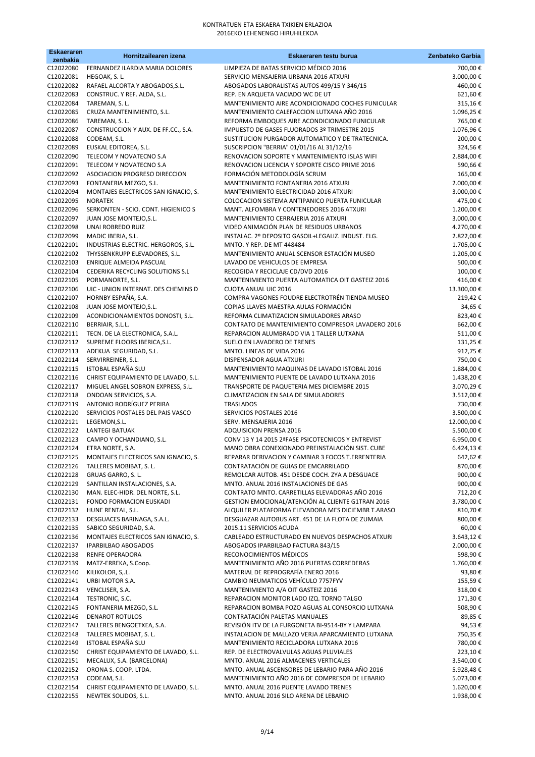KONTRATUEN ETA ESKAERA TXIKIEN ERLAZIOA
2016EKO LEHENENGO HIRUHILEKOA

| Eskaeraren zenbakia | Hornitzailearen izena | Eskaeraren testu burua | Zenbateko Garbia |
|---|---|---|---|
| C12022080 | FERNANDEZ ILARDIA MARIA DOLORES | LIMPIEZA DE BATAS SERVICIO MÉDICO 2016 | 700,00 € |
| C12022081 | HEGOAK, S. L. | SERVICIO MENSAJERIA URBANA 2016 ATXURI | 3.000,00 € |
| C12022082 | RAFAEL ALCORTA Y ABOGADOS,S.L. | ABOGADOS LABORALISTAS AUTOS 499/15 Y 346/15 | 460,00 € |
| C12022083 | CONSTRUC. Y REF. ALDA, S.L. | REP. EN ARQUETA VACIADO WC DE UT | 621,60 € |
| C12022084 | TAREMAN, S. L. | MANTENIMIENTO AIRE ACONDICIONADO COCHES FUNICULAR | 315,16 € |
| C12022085 | CRUZA MANTENIMIENTO, S.L. | MANTENIMIENTO CALEFACCION LUTXANA AÑO 2016 | 1.096,25 € |
| C12022086 | TAREMAN, S. L. | REFORMA EMBOQUES AIRE ACONDICIONADO FUNICULAR | 765,00 € |
| C12022087 | CONSTRUCCION Y AUX. DE FF.CC., S.A. | IMPUESTO DE GASES FLUORADOS 3º TRIMESTRE 2015 | 1.076,96 € |
| C12022088 | CODEAM, S.L. | SUSTITUCION PURGADOR AUTOMATICO Y DE TRATECNICA. | 200,00 € |
| C12022089 | EUSKAL EDITOREA, S.L. | SUSCRIPCION "BERRIA" 01/01/16 AL 31/12/16 | 324,56 € |
| C12022090 | TELECOM Y NOVATECNO S.A | RENOVACION SOPORTE Y MANTENIMIENTO ISLAS WIFI | 2.884,00 € |
| C12022091 | TELECOM Y NOVATECNO S.A | RENOVACION LICENCIA Y SOPORTE CISCO PRIME 2016 | 590,66 € |
| C12022092 | ASOCIACION PROGRESO DIRECCION | FORMACIÓN METODOLOGÍA SCRUM | 165,00 € |
| C12022093 | FONTANERIA MEZGO, S.L. | MANTENIMIENTO FONTANERIA 2016 ATXURI | 2.000,00 € |
| C12022094 | MONTAJES ELECTRICOS SAN IGNACIO, S. | MANTENIMIENTO ELECTRICIDAD 2016 ATXURI | 3.000,00 € |
| C12022095 | NORATEK | COLOCACION SISTEMA ANTIPANICO PUERTA FUNICULAR | 475,00 € |
| C12022096 | SERKONTEN - SCIO. CONT. HIGIENICO S | MANT. ALFOMBRA Y CONTENEDORES 2016 ATXURI | 1.200,00 € |
| C12022097 | JUAN JOSE MONTEJO,S.L. | MANTENIMIENTO CERRAJERIA 2016 ATXURI | 3.000,00 € |
| C12022098 | UNAI ROBREDO RUIZ | VIDEO ANIMACIÓN PLAN DE RESIDUOS URBANOS | 4.270,00 € |
| C12022099 | MADIC IBERIA, S.L. | INSTALAC. 2º DEPOSITO GASOIL+LEGALIZ. INDUST. ELG. | 2.822,00 € |
| C12022101 | INDUSTRIAS ELECTRIC. HERGOROS, S.L. | MNTO. Y REP. DE MT 448484 | 1.705,00 € |
| C12022102 | THYSSENKRUPP ELEVADORES, S.L. | MANTENIMIENTO ANUAL SCENSOR ESTACIÓN MUSEO | 1.205,00 € |
| C12022103 | ENRIQUE ALMEIDA PASCUAL | LAVADO DE VEHICULOS DE EMPRESA | 500,00 € |
| C12022104 | CEDERIKA RECYCLING SOLUTIONS S.L | RECOGIDA Y RECICLAJE CD/DVD 2016 | 100,00 € |
| C12022105 | PORMANORTE, S.L. | MANTENIMIENTO PUERTA AUTOMATICA OIT GASTEIZ 2016 | 416,00 € |
| C12022106 | UIC - UNION INTERNAT. DES CHEMINS D | CUOTA ANUAL UIC 2016 | 13.300,00 € |
| C12022107 | HORNBY ESPAÑA, S.A. | COMPRA VAGONES FOUDRE ELECTROTRÉN TIENDA MUSEO | 219,42 € |
| C12022108 | JUAN JOSE MONTEJO,S.L. | COPIAS LLAVES MAESTRA AULAS FORMACIÓN | 34,65 € |
| C12022109 | ACONDICIONAMIENTOS DONOSTI, S.L. | REFORMA CLIMATIZACION SIMULADORES ARASO | 823,40 € |
| C12022110 | BERRIAIR, S.L.L. | CONTRATO DE MANTENIMIENTO COMPRESOR LAVADERO 2016 | 662,00 € |
| C12022111 | TECN. DE LA ELECTRONICA, S.A.L. | REPARACION ALUMBRADO VIA 1 TALLER LUTXANA | 511,00 € |
| C12022112 | SUPREME FLOORS IBERICA,S.L. | SUELO EN LAVADERO DE TRENES | 131,25 € |
| C12022113 | ADEKUA SEGURIDAD, S.L. | MNTO. LINEAS DE VIDA 2016 | 912,75 € |
| C12022114 | SERVIRREINER, S.L. | DISPENSADOR AGUA ATXURI | 750,00 € |
| C12022115 | ISTOBAL ESPAÑA SLU | MANTENIMIENTO MAQUINAS DE LAVADO ISTOBAL 2016 | 1.884,00 € |
| C12022116 | CHRIST EQUIPAMIENTO DE LAVADO, S.L. | MANTENIMIENTO PUENTE DE LAVADO LUTXANA 2016 | 1.438,20 € |
| C12022117 | MIGUEL ANGEL SOBRON EXPRESS, S.L. | TRANSPORTE DE PAQUETERIA MES DICIEMBRE 2015 | 3.070,29 € |
| C12022118 | ONDOAN SERVICIOS, S.A. | CLIMATIZACION EN SALA DE SIMULADORES | 3.512,00 € |
| C12022119 | ANTONIO RODRÍGUEZ PERIRA | TRASLADOS | 730,00 € |
| C12022120 | SERVICIOS POSTALES DEL PAIS VASCO | SERVICIOS POSTALES 2016 | 3.500,00 € |
| C12022121 | LEGEMON,S.L. | SERV. MENSAJERIA 2016 | 12.000,00 € |
| C12022122 | LANTEGI BATUAK | ADQUISICION PRENSA 2016 | 5.500,00 € |
| C12022123 | CAMPO Y OCHANDIANO, S.L. | CONV 13 Y 14 2015 2ªFASE PSICOTECNICOS Y ENTREVIST | 6.950,00 € |
| C12022124 | ETRA NORTE, S.A. | MANO OBRA CONEXIONADO PREINSTALACIÓN SIST. CUBE | 6.424,13 € |
| C12022125 | MONTAJES ELECTRICOS SAN IGNACIO, S. | REPARAR DERIVACION Y CAMBIAR 3 FOCOS T.ERRENTERIA | 642,62 € |
| C12022126 | TALLERES MOBIBAT, S. L. | CONTRATACIÓN DE GUIAS DE EMCARRILADO | 870,00 € |
| C12022128 | GRUAS GARRO, S. L. | REMOLCAR AUTOB. 451 DESDE COCH. ZYA A DESGUACE | 900,00 € |
| C12022129 | SANTILLAN INSTALACIONES, S.A. | MNTO. ANUAL 2016 INSTALACIONES DE GAS | 900,00 € |
| C12022130 | MAN. ELEC-HIDR. DEL NORTE, S.L. | CONTRATO MNTO. CARRETILLAS ELEVADORAS AÑO 2016 | 712,20 € |
| C12022131 | FONDO FORMACION EUSKADI | GESTION EMOCIONAL/ATENCIÓN AL CLIENTE G1TRAN 2016 | 3.780,00 € |
| C12022132 | HUNE RENTAL, S.L. | ALQUILER PLATAFORMA ELEVADORA MES DICIEMBR T.ARASO | 810,70 € |
| C12022133 | DESGUACES BARINAGA, S.A.L. | DESGUAZAR AUTOBUS ART. 451 DE LA FLOTA DE ZUMAIA | 800,00 € |
| C12022135 | SABICO SEGURIDAD, S.A. | 2015.11 SERVICIOS ACUDA | 60,00 € |
| C12022136 | MONTAJES ELECTRICOS SAN IGNACIO, S. | CABLEADO ESTRUCTURADO EN NUEVOS DESPACHOS ATXURI | 3.643,12 € |
| C12022137 | IPARBILBAO ABOGADOS | ABOGADOS IPARBILBAO FACTURA 843/15 | 2.000,00 € |
| C12022138 | RENFE OPERADORA | RECONOCIMIENTOS MÉDICOS | 598,90 € |
| C12022139 | MATZ-ERREKA, S.Coop. | MANTENIMIENTO AÑO 2016 PUERTAS CORREDERAS | 1.760,00 € |
| C12022140 | KILIKOLOR, S,.L. | MATERIAL DE REPROGRAFÍA ENERO 2016 | 93,80 € |
| C12022141 | URBI MOTOR S.A. | CAMBIO NEUMATICOS VEHÍCULO 7757FYV | 155,59 € |
| C12022143 | VENCLISER, S.A. | MANTENIMIENTO A/A OIT GASTEIZ 2016 | 318,00 € |
| C12022144 | TESTRONIC, S.C. | REPARACION MONITOR LADO IZQ. TORNO TALGO | 171,30 € |
| C12022145 | FONTANERIA MEZGO, S.L. | REPARACION BOMBA POZO AGUAS AL CONSORCIO LUTXANA | 508,90 € |
| C12022146 | DENAROT ROTULOS | CONTRATACIÓN PALETAS MANUALES | 89,85 € |
| C12022147 | TALLERES BENGOETXEA, S.A. | REVISIÓN ITV DE LA FURGONETA BI-9514-BY Y LAMPARA | 94,53 € |
| C12022148 | TALLERES MOBIBAT, S. L. | INSTALACION DE MALLAZO VERJA APARCAMIENTO LUTXANA | 750,35 € |
| C12022149 | ISTOBAL ESPAÑA SLU | MANTENIMIENTO RECICLADORA LUTXANA 2016 | 780,00 € |
| C12022150 | CHRIST EQUIPAMIENTO DE LAVADO, S.L. | REP. DE ELECTROVALVULAS AGUAS PLUVIALES | 223,10 € |
| C12022151 | MECALUX, S.A. (BARCELONA) | MNTO. ANUAL 2016 ALMACENES VERTICALES | 3.540,00 € |
| C12022152 | ORONA S. COOP. LTDA. | MNTO. ANUAL ASCENSORES DE LEBARIO PARA AÑO 2016 | 5.928,48 € |
| C12022153 | CODEAM, S.L. | MANTENIMIENTO AÑO 2016 DE COMPRESOR DE LEBARIO | 5.073,00 € |
| C12022154 | CHRIST EQUIPAMIENTO DE LAVADO, S.L. | MNTO. ANUAL 2016 PUENTE LAVADO TRENES | 1.620,00 € |
| C12022155 | NEWTEK SOLIDOS, S.L. | MNTO. ANUAL 2016 SILO ARENA DE LEBARIO | 1.938,00 € |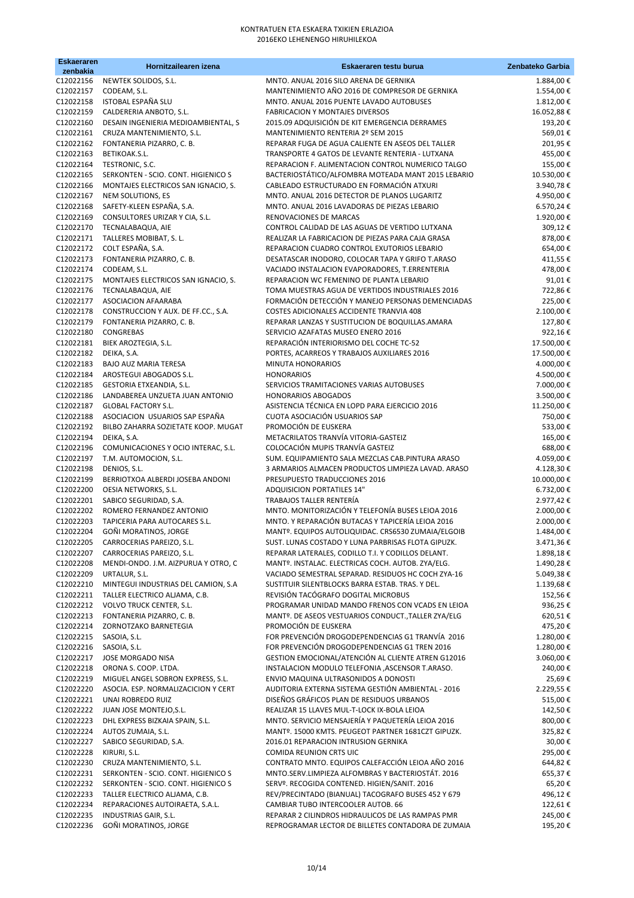| Eskaeraren zenbakia | Hornitzailearen izena | Eskaeraren testu burua | Zenbateko Garbia |
|---|---|---|---|
| C12022156 | NEWTEK SOLIDOS, S.L. | MNTO. ANUAL 2016 SILO ARENA DE GERNIKA | 1.884,00 € |
| C12022157 | CODEAM, S.L. | MANTENIMIENTO AÑO 2016 DE COMPRESOR DE GERNIKA | 1.554,00 € |
| C12022158 | ISTOBAL ESPAÑA SLU | MNTO. ANUAL 2016 PUENTE LAVADO AUTOBUSES | 1.812,00 € |
| C12022159 | CALDERERIA ANBOTO, S.L. | FABRICACION Y MONTAJES DIVERSOS | 16.052,88 € |
| C12022160 | DESAIN INGENIERIA MEDIOAMBIENTAL, S | 2015.09 ADQUISICIÓN DE KIT EMERGENCIA DERRAMES | 193,20 € |
| C12022161 | CRUZA MANTENIMIENTO, S.L. | MANTENIMIENTO RENTERIA 2º SEM 2015 | 569,01 € |
| C12022162 | FONTANERIA PIZARRO, C. B. | REPARAR FUGA DE AGUA CALIENTE EN ASEOS DEL TALLER | 201,95 € |
| C12022163 | BETIKOAK.S.L. | TRANSPORTE 4 GATOS DE LEVANTE RENTERIA - LUTXANA | 455,00 € |
| C12022164 | TESTRONIC, S.C. | REPARACION F. ALIMENTACION CONTROL NUMERICO TALGO | 155,00 € |
| C12022165 | SERKONTEN - SCIO. CONT. HIGIENICO S | BACTERIOSTÁTICO/ALFOMBRA MOTEADA MANT 2015 LEBARIO | 10.530,00 € |
| C12022166 | MONTAJES ELECTRICOS SAN IGNACIO, S. | CABLEADO ESTRUCTURADO EN FORMACIÓN ATXURI | 3.940,78 € |
| C12022167 | NEM SOLUTIONS, ES | MNTO. ANUAL 2016 DETECTOR DE PLANOS LUGARITZ | 4.950,00 € |
| C12022168 | SAFETY-KLEEN ESPAÑA, S.A. | MNTO. ANUAL 2016 LAVADORAS DE PIEZAS LEBARIO | 6.570,24 € |
| C12022169 | CONSULTORES URIZAR Y CIA, S.L. | RENOVACIONES DE MARCAS | 1.920,00 € |
| C12022170 | TECNALABAQUA, AIE | CONTROL CALIDAD DE LAS AGUAS DE VERTIDO LUTXANA | 309,12 € |
| C12022171 | TALLERES MOBIBAT, S. L. | REALIZAR LA FABRICACION DE PIEZAS PARA CAJA GRASA | 878,00 € |
| C12022172 | COLT ESPAÑA, S.A. | REPARACION CUADRO CONTROL EXUTORIOS LEBARIO | 654,00 € |
| C12022173 | FONTANERIA PIZARRO, C. B. | DESATASCAR INODORO, COLOCAR TAPA Y GRIFO T.ARASO | 411,55 € |
| C12022174 | CODEAM, S.L. | VACIADO INSTALACION EVAPORADORES, T.ERRENTERIA | 478,00 € |
| C12022175 | MONTAJES ELECTRICOS SAN IGNACIO, S. | REPARACION WC FEMENINO DE PLANTA LEBARIO | 91,01 € |
| C12022176 | TECNALABAQUA, AIE | TOMA MUESTRAS AGUA DE VERTIDOS INDUSTRIALES 2016 | 722,86 € |
| C12022177 | ASOCIACION AFAARABA | FORMACIÓN DETECCIÓN Y MANEJO PERSONAS DEMENCIADAS | 225,00 € |
| C12022178 | CONSTRUCCION Y AUX. DE FF.CC., S.A. | COSTES ADICIONALES ACCIDENTE TRANVIA 408 | 2.100,00 € |
| C12022179 | FONTANERIA PIZARRO, C. B. | REPARAR LANZAS Y SUSTITUCION DE BOQUILLAS.AMARA | 127,80 € |
| C12022180 | CONGREBAS | SERVICIO AZAFATAS MUSEO ENERO 2016 | 922,16 € |
| C12022181 | BIEK AROZTEGIA, S.L. | REPARACIÓN INTERIORISMO DEL COCHE TC-52 | 17.500,00 € |
| C12022182 | DEIKA, S.A. | PORTES, ACARREOS Y TRABAJOS AUXILIARES 2016 | 17.500,00 € |
| C12022183 | BAJO AUZ MARIA TERESA | MINUTA HONORARIOS | 4.000,00 € |
| C12022184 | AROSTEGUI ABOGADOS S.L. | HONORARIOS | 4.500,00 € |
| C12022185 | GESTORIA ETXEANDIA, S.L. | SERVICIOS TRAMITACIONES VARIAS AUTOBUSES | 7.000,00 € |
| C12022186 | LANDABEREA UNZUETA JUAN ANTONIO | HONORARIOS ABOGADOS | 3.500,00 € |
| C12022187 | GLOBAL FACTORY S.L. | ASISTENCIA TÉCNICA EN LOPD PARA EJERCICIO 2016 | 11.250,00 € |
| C12022188 | ASOCIACION USUARIOS SAP ESPAÑA | CUOTA ASOCIACIÓN USUARIOS SAP | 750,00 € |
| C12022192 | BILBO ZAHARRA SOZIETATE KOOP. MUGAT | PROMOCIÓN DE EUSKERA | 533,00 € |
| C12022194 | DEIKA, S.A. | METACRILATOS TRANVÍA VITORIA-GASTEIZ | 165,00 € |
| C12022196 | COMUNICACIONES Y OCIO INTERAC, S.L. | COLOCACIÓN MUPIS TRANVÍA GASTEIZ | 688,00 € |
| C12022197 | T.M. AUTOMOCION, S.L. | SUM. EQUIPAMIENTO SALA MEZCLAS CAB.PINTURA ARASO | 4.059,00 € |
| C12022198 | DENIOS, S.L. | 3 ARMARIOS ALMACEN PRODUCTOS LIMPIEZA LAVAD. ARASO | 4.128,30 € |
| C12022199 | BERRIOTXOA ALBERDI JOSEBA ANDONI | PRESUPUESTO TRADUCCIONES 2016 | 10.000,00 € |
| C12022200 | OESIA NETWORKS, S.L. | ADQUISICION PORTATILES 14" | 6.732,00 € |
| C12022201 | SABICO SEGURIDAD, S.A. | TRABAJOS TALLER RENTERÍA | 2.977,42 € |
| C12022202 | ROMERO FERNANDEZ ANTONIO | MNTO. MONITORIZACIÓN Y TELEFONÍA BUSES LEIOA 2016 | 2.000,00 € |
| C12022203 | TAPICERIA PARA AUTOCARES S.L. | MNTO. Y REPARACIÓN BUTACAS Y TAPICERÍA LEIOA 2016 | 2.000,00 € |
| C12022204 | GOÑI MORATINOS, JORGE | MANTº. EQUIPOS AUTOLIQUIDAC. CRS6530 ZUMAIA/ELGOIB | 1.484,00 € |
| C12022205 | CARROCERIAS PAREIZO, S.L. | SUST. LUNAS COSTADO Y LUNA PARBRISAS FLOTA GIPUZK. | 3.471,36 € |
| C12022207 | CARROCERIAS PAREIZO, S.L. | REPARAR LATERALES, CODILLO T.I. Y CODILLOS DELANT. | 1.898,18 € |
| C12022208 | MENDI-ONDO. J.M. AIZPURUA Y OTRO, C | MANTº. INSTALAC. ELECTRICAS COCH. AUTOB. ZYA/ELG. | 1.490,28 € |
| C12022209 | URTALUR, S.L. | VACIADO SEMESTRAL SEPARAD. RESIDUOS HC COCH ZYA-16 | 5.049,38 € |
| C12022210 | MINTEGUI INDUSTRIAS DEL CAMION, S.A | SUSTITUIR SILENTBLOCKS BARRA ESTAB. TRAS. Y DEL. | 1.139,68 € |
| C12022211 | TALLER ELECTRICO ALJAMA, C.B. | REVISIÓN TACÓGRAFO DOGITAL MICROBUS | 152,56 € |
| C12022212 | VOLVO TRUCK CENTER, S.L. | PROGRAMAR UNIDAD MANDO FRENOS CON VCADS EN LEIOA | 936,25 € |
| C12022213 | FONTANERIA PIZARRO, C. B. | MANTº. DE ASEOS VESTUARIOS CONDUCT.,TALLER ZYA/ELG | 620,51 € |
| C12022214 | ZORNOTZAKO BARNETEGIA | PROMOCIÓN DE EUSKERA | 475,20 € |
| C12022215 | SASOIA, S.L. | FOR PREVENCIÓN DROGODEPENDENCIAS G1 TRANVÍA 2016 | 1.280,00 € |
| C12022216 | SASOIA, S.L. | FOR PREVENCIÓN DROGODEPENDENCIAS G1 TREN 2016 | 1.280,00 € |
| C12022217 | JOSE MORGADO NISA | GESTION EMOCIONAL/ATENCIÓN AL CLIENTE ATREN G12016 | 3.060,00 € |
| C12022218 | ORONA S. COOP. LTDA. | INSTALACION MODULO TELEFONIA ,ASCENSOR T.ARASO. | 240,00 € |
| C12022219 | MIGUEL ANGEL SOBRON EXPRESS, S.L. | ENVIO MAQUINA ULTRASONIDOS A DONOSTI | 25,69 € |
| C12022220 | ASOCIA. ESP. NORMALIZACICION Y CERT | AUDITORIA EXTERNA SISTEMA GESTIÓN AMBIENTAL - 2016 | 2.229,55 € |
| C12022221 | UNAI ROBREDO RUIZ | DISEÑOS GRÁFICOS PLAN DE RESIDUOS URBANOS | 515,00 € |
| C12022222 | JUAN JOSE MONTEJO,S.L. | REALIZAR 15 LLAVES MUL-T-LOCK IX-BOLA LEIOA | 142,50 € |
| C12022223 | DHL EXPRESS BIZKAIA SPAIN, S.L. | MNTO. SERVICIO MENSAJERÍA Y PAQUETERÍA LEIOA 2016 | 800,00 € |
| C12022224 | AUTOS ZUMAIA, S.L. | MANTº. 15000 KMTS. PEUGEOT PARTNER 1681CZT GIPUZK. | 325,82 € |
| C12022227 | SABICO SEGURIDAD, S.A. | 2016.01 REPARACION INTRUSION GERNIKA | 30,00 € |
| C12022228 | KIRURI, S.L. | COMIDA REUNION CRTS UIC | 295,00 € |
| C12022230 | CRUZA MANTENIMIENTO, S.L. | CONTRATO MNTO. EQUIPOS CALEFACCIÓN LEIOA AÑO 2016 | 644,82 € |
| C12022231 | SERKONTEN - SCIO. CONT. HIGIENICO S | MNTO.SERV.LIMPIEZA ALFOMBRAS Y BACTERIOSTÁT. 2016 | 655,37 € |
| C12022232 | SERKONTEN - SCIO. CONT. HIGIENICO S | SERVº. RECOGIDA CONTENED. HIGIEN/SANIT. 2016 | 65,20 € |
| C12022233 | TALLER ELECTRICO ALJAMA, C.B. | REV/PRECINTADO (BIANUAL) TACOGRAFO BUSES 452 Y 679 | 496,12 € |
| C12022234 | REPARACIONES AUTOIRAETA, S.A.L. | CAMBIAR TUBO INTERCOOLER AUTOB. 66 | 122,61 € |
| C12022235 | INDUSTRIAS GAIR, S.L. | REPARAR 2 CILINDROS HIDRAULICOS DE LAS RAMPAS PMR | 245,00 € |
| C12022236 | GOÑI MORATINOS, JORGE | REPROGRAMAR LECTOR DE BILLETES CONTADORA DE ZUMAIA | 195,20 € |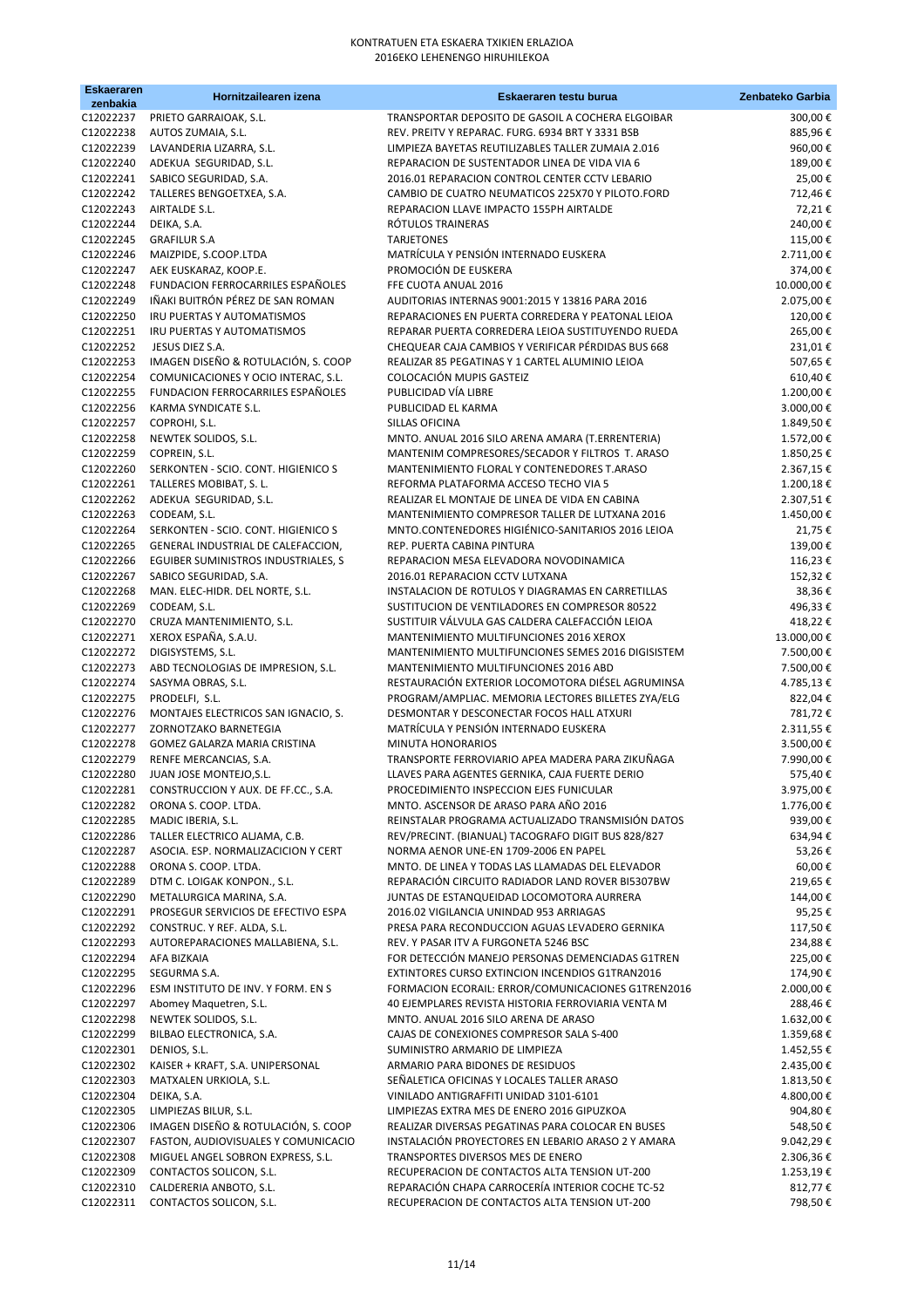KONTRATUEN ETA ESKAERA TXIKIEN ERLAZIOA
2016EKO LEHENENGO HIRUHILEKOA

| Eskaeraren zenbakia | Hornitzailearen izena | Eskaeraren testu burua | Zenbateko Garbia |
|---|---|---|---|
| C12022237 | PRIETO GARRAIOAK, S.L. | TRANSPORTAR DEPOSITO DE GASOIL A COCHERA ELGOIBAR | 300,00 € |
| C12022238 | AUTOS ZUMAIA, S.L. | REV. PREITV Y REPARAC. FURG. 6934 BRT Y 3331 BSB | 885,96 € |
| C12022239 | LAVANDERIA LIZARRA, S.L. | LIMPIEZA BAYETAS REUTILIZABLES TALLER ZUMAIA 2.016 | 960,00 € |
| C12022240 | ADEKUA SEGURIDAD, S.L. | REPARACION DE SUSTENTADOR LINEA DE VIDA VIA 6 | 189,00 € |
| C12022241 | SABICO SEGURIDAD, S.A. | 2016.01 REPARACION CONTROL CENTER CCTV LEBARIO | 25,00 € |
| C12022242 | TALLERES BENGOETXEA, S.A. | CAMBIO DE CUATRO NEUMATICOS 225X70 Y PILOTO.FORD | 712,46 € |
| C12022243 | AIRTALDE S.L. | REPARACION LLAVE IMPACTO 155PH AIRTALDE | 72,21 € |
| C12022244 | DEIKA, S.A. | RÓTULOS TRAINERAS | 240,00 € |
| C12022245 | GRAFILUR S.A | TARJETONES | 115,00 € |
| C12022246 | MAIZPIDE, S.COOP.LTDA | MATRÍCULA Y PENSIÓN INTERNADO EUSKERA | 2.711,00 € |
| C12022247 | AEK EUSKARAZ, KOOP.E. | PROMOCIÓN DE EUSKERA | 374,00 € |
| C12022248 | FUNDACION FERROCARRILES ESPAÑOLES | FFE CUOTA ANUAL 2016 | 10.000,00 € |
| C12022249 | IÑAKI BUITRÓN PÉREZ DE SAN ROMAN | AUDITORIAS INTERNAS 9001:2015 Y 13816 PARA 2016 | 2.075,00 € |
| C12022250 | IRU PUERTAS Y AUTOMATISMOS | REPARACIONES EN PUERTA CORREDERA Y PEATONAL LEIOA | 120,00 € |
| C12022251 | IRU PUERTAS Y AUTOMATISMOS | REPARAR PUERTA CORREDERA LEIOA SUSTITUYENDO RUEDA | 265,00 € |
| C12022252 | JESUS DIEZ S.A. | CHEQUEAR CAJA CAMBIOS Y VERIFICAR PÉRDIDAS BUS 668 | 231,01 € |
| C12022253 | IMAGEN DISEÑO & ROTULACIÓN, S. COOP | REALIZAR 85 PEGATINAS Y 1 CARTEL ALUMINIO LEIOA | 507,65 € |
| C12022254 | COMUNICACIONES Y OCIO INTERAC, S.L. | COLOCACIÓN MUPIS GASTEIZ | 610,40 € |
| C12022255 | FUNDACION FERROCARRILES ESPAÑOLES | PUBLICIDAD VÍA LIBRE | 1.200,00 € |
| C12022256 | KARMA SYNDICATE S.L. | PUBLICIDAD EL KARMA | 3.000,00 € |
| C12022257 | COPROHI, S.L. | SILLAS OFICINA | 1.849,50 € |
| C12022258 | NEWTEK SOLIDOS, S.L. | MNTO. ANUAL 2016 SILO ARENA AMARA (T.ERRENTERIA) | 1.572,00 € |
| C12022259 | COPREIN, S.L. | MANTENIM COMPRESORES/SECADOR Y FILTROS T. ARASO | 1.850,25 € |
| C12022260 | SERKONTEN - SCIO. CONT. HIGIENICO S | MANTENIMIENTO FLORAL Y CONTENEDORES T.ARASO | 2.367,15 € |
| C12022261 | TALLERES MOBIBAT, S. L. | REFORMA PLATAFORMA ACCESO TECHO VIA 5 | 1.200,18 € |
| C12022262 | ADEKUA SEGURIDAD, S.L. | REALIZAR EL MONTAJE DE LINEA DE VIDA EN CABINA | 2.307,51 € |
| C12022263 | CODEAM, S.L. | MANTENIMIENTO COMPRESOR TALLER DE LUTXANA 2016 | 1.450,00 € |
| C12022264 | SERKONTEN - SCIO. CONT. HIGIENICO S | MNTO.CONTENEDORES HIGIÉNICO-SANITARIOS 2016 LEIOA | 21,75 € |
| C12022265 | GENERAL INDUSTRIAL DE CALEFACCION, | REP. PUERTA CABINA PINTURA | 139,00 € |
| C12022266 | EGUIBER SUMINISTROS INDUSTRIALES, S | REPARACION MESA ELEVADORA NOVODINAMICA | 116,23 € |
| C12022267 | SABICO SEGURIDAD, S.A. | 2016.01 REPARACION CCTV LUTXANA | 152,32 € |
| C12022268 | MAN. ELEC-HIDR. DEL NORTE, S.L. | INSTALACION DE ROTULOS Y DIAGRAMAS EN CARRETILLAS | 38,36 € |
| C12022269 | CODEAM, S.L. | SUSTITUCION DE VENTILADORES EN COMPRESOR 80522 | 496,33 € |
| C12022270 | CRUZA MANTENIMIENTO, S.L. | SUSTITUIR VÁLVULA GAS CALDERA CALEFACCIÓN LEIOA | 418,22 € |
| C12022271 | XEROX ESPAÑA, S.A.U. | MANTENIMIENTO MULTIFUNCIONES 2016 XEROX | 13.000,00 € |
| C12022272 | DIGISYSTEMS, S.L. | MANTENIMIENTO MULTIFUNCIONES SEMES 2016 DIGISISTEM | 7.500,00 € |
| C12022273 | ABD TECNOLOGIAS DE IMPRESION, S.L. | MANTENIMIENTO MULTIFUNCIONES 2016 ABD | 7.500,00 € |
| C12022274 | SASYMA OBRAS, S.L. | RESTAURACIÓN EXTERIOR LOCOMOTORA DIÉSEL AGRUMINSA | 4.785,13 € |
| C12022275 | PRODELFI, S.L. | PROGRAM/AMPLIAC. MEMORIA LECTORES BILLETES ZYA/ELG | 822,04 € |
| C12022276 | MONTAJES ELECTRICOS SAN IGNACIO, S. | DESMONTAR Y DESCONECTAR FOCOS HALL ATXURI | 781,72 € |
| C12022277 | ZORNOTZAKO BARNETEGIA | MATRÍCULA Y PENSIÓN INTERNADO EUSKERA | 2.311,55 € |
| C12022278 | GOMEZ GALARZA MARIA CRISTINA | MINUTA HONORARIOS | 3.500,00 € |
| C12022279 | RENFE MERCANCIAS, S.A. | TRANSPORTE FERROVIARIO APEA MADERA PARA ZIKUÑAGA | 7.990,00 € |
| C12022280 | JUAN JOSE MONTEJO,S.L. | LLAVES PARA AGENTES GERNIKA, CAJA FUERTE DERIO | 575,40 € |
| C12022281 | CONSTRUCCION Y AUX. DE FF.CC., S.A. | PROCEDIMIENTO INSPECCION EJES FUNICULAR | 3.975,00 € |
| C12022282 | ORONA S. COOP. LTDA. | MNTO. ASCENSOR DE ARASO PARA AÑO 2016 | 1.776,00 € |
| C12022285 | MADIC IBERIA, S.L. | REINSTALAR PROGRAMA ACTUALIZADO TRANSMISIÓN DATOS | 939,00 € |
| C12022286 | TALLER ELECTRICO ALJAMA, C.B. | REV/PRECINT. (BIANUAL) TACOGRAFO DIGIT BUS 828/827 | 634,94 € |
| C12022287 | ASOCIA. ESP. NORMALIZACICION Y CERT | NORMA AENOR UNE-EN 1709-2006 EN PAPEL | 53,26 € |
| C12022288 | ORONA S. COOP. LTDA. | MNTO. DE LINEA Y TODAS LAS LLAMADAS DEL ELEVADOR | 60,00 € |
| C12022289 | DTM C. LOIGAK KONPON., S.L. | REPARACIÓN CIRCUITO RADIADOR LAND ROVER BI5307BW | 219,65 € |
| C12022290 | METALURGICA MARINA, S.A. | JUNTAS DE ESTANQUEIDAD LOCOMOTORA AURRERA | 144,00 € |
| C12022291 | PROSEGUR SERVICIOS DE EFECTIVO ESPA | 2016.02 VIGILANCIA UNINDAD 953 ARRIAGAS | 95,25 € |
| C12022292 | CONSTRUC. Y REF. ALDA, S.L. | PRESA PARA RECONDUCCION AGUAS LEVADERO GERNIKA | 117,50 € |
| C12022293 | AUTOREPARACIONES MALLABIENA, S.L. | REV. Y PASAR ITV A FURGONETA 5246 BSC | 234,88 € |
| C12022294 | AFA BIZKAIA | FOR DETECCIÓN MANEJO PERSONAS DEMENCIADAS G1TREN | 225,00 € |
| C12022295 | SEGURMA S.A. | EXTINTORES CURSO EXTINCION INCENDIOS G1TRAN2016 | 174,90 € |
| C12022296 | ESM INSTITUTO DE INV. Y FORM. EN S | FORMACION ECORAIL: ERROR/COMUNICACIONES G1TREN2016 | 2.000,00 € |
| C12022297 | Abomey Maquetren, S.L. | 40 EJEMPLARES REVISTA HISTORIA FERROVIARIA VENTA M | 288,46 € |
| C12022298 | NEWTEK SOLIDOS, S.L. | MNTO. ANUAL 2016 SILO ARENA DE ARASO | 1.632,00 € |
| C12022299 | BILBAO ELECTRONICA, S.A. | CAJAS DE CONEXIONES COMPRESOR SALA S-400 | 1.359,68 € |
| C12022301 | DENIOS, S.L. | SUMINISTRO ARMARIO DE LIMPIEZA | 1.452,55 € |
| C12022302 | KAISER + KRAFT, S.A. UNIPERSONAL | ARMARIO PARA BIDONES DE RESIDUOS | 2.435,00 € |
| C12022303 | MATXALEN URKIOLA, S.L. | SEÑALETICA OFICINAS Y LOCALES TALLER ARASO | 1.813,50 € |
| C12022304 | DEIKA, S.A. | VINILADO ANTIGRAFFITI UNIDAD 3101-6101 | 4.800,00 € |
| C12022305 | LIMPIEZAS BILUR, S.L. | LIMPIEZAS EXTRA MES DE ENERO 2016 GIPUZKOA | 904,80 € |
| C12022306 | IMAGEN DISEÑO & ROTULACIÓN, S. COOP | REALIZAR DIVERSAS PEGATINAS PARA COLOCAR EN BUSES | 548,50 € |
| C12022307 | FASTON, AUDIOVISUALES Y COMUNICACIO | INSTALACIÓN PROYECTORES EN LEBARIO ARASO 2 Y AMARA | 9.042,29 € |
| C12022308 | MIGUEL ANGEL SOBRON EXPRESS, S.L. | TRANSPORTES DIVERSOS MES DE ENERO | 2.306,36 € |
| C12022309 | CONTACTOS SOLICON, S.L. | RECUPERACION DE CONTACTOS ALTA TENSION UT-200 | 1.253,19 € |
| C12022310 | CALDERERIA ANBOTO, S.L. | REPARACIÓN CHAPA CARROCERÍA INTERIOR COCHE TC-52 | 812,77 € |
| C12022311 | CONTACTOS SOLICON, S.L. | RECUPERACION DE CONTACTOS ALTA TENSION UT-200 | 798,50 € |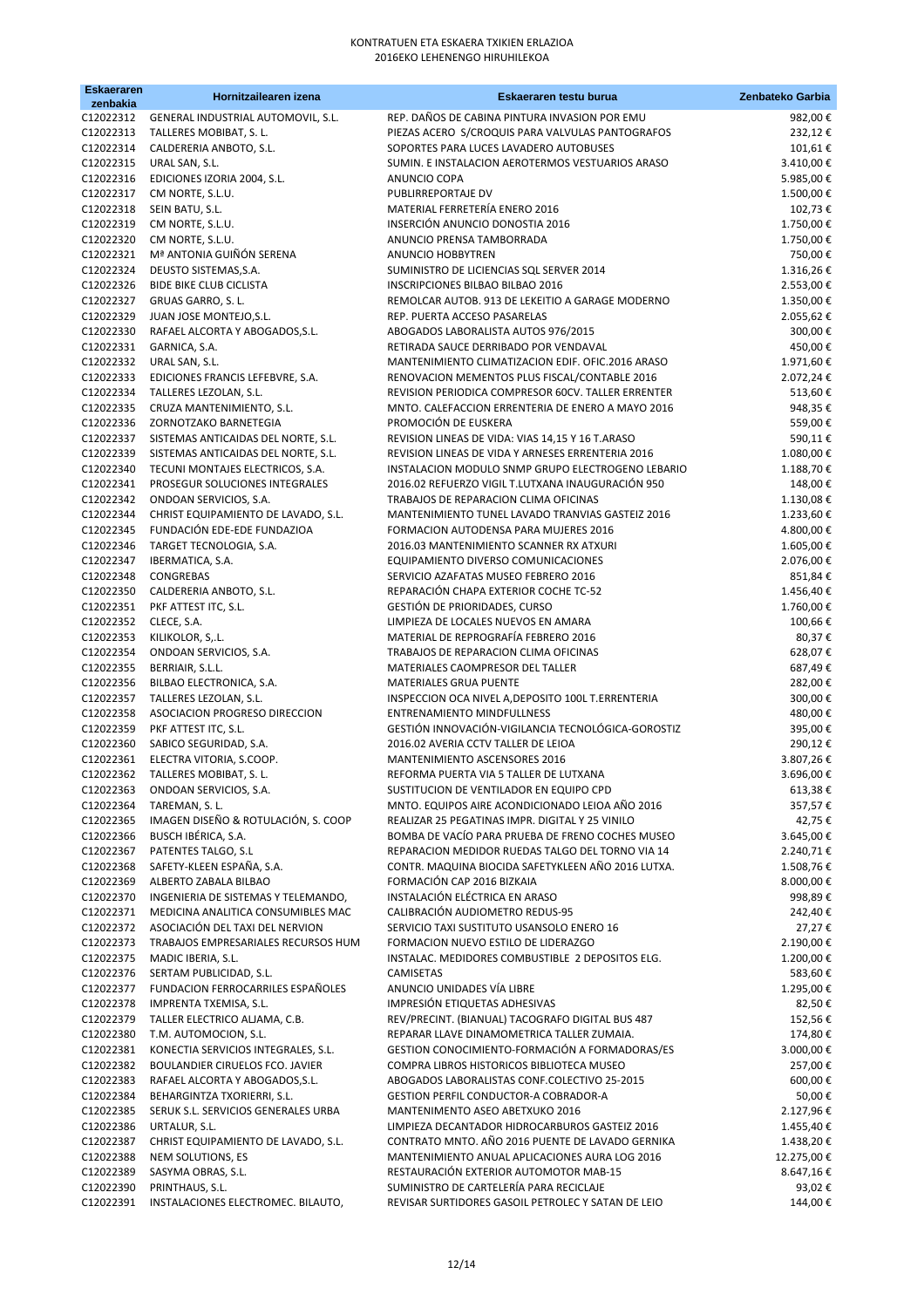KONTRATUEN ETA ESKAERA TXIKIEN ERLAZIOA
2016EKO LEHENENGO HIRUHILEKOA

| Eskaeraren zenbakia | Hornitzailearen izena | Eskaeraren testu burua | Zenbateko Garbia |
|---|---|---|---|
| C12022312 | GENERAL INDUSTRIAL AUTOMOVIL, S.L. | REP. DAÑOS DE CABINA PINTURA INVASION POR EMU | 982,00 € |
| C12022313 | TALLERES MOBIBAT, S. L. | PIEZAS ACERO S/CROQUIS PARA VALVULAS PANTOGRAFOS | 232,12 € |
| C12022314 | CALDERERIA ANBOTO, S.L. | SOPORTES PARA LUCES LAVADERO AUTOBUSES | 101,61 € |
| C12022315 | URAL SAN, S.L. | SUMIN. E INSTALACION AEROTERMOS VESTUARIOS ARASO | 3.410,00 € |
| C12022316 | EDICIONES IZORIA 2004, S.L. | ANUNCIO COPA | 5.985,00 € |
| C12022317 | CM NORTE, S.L.U. | PUBLIRREPORTAJE DV | 1.500,00 € |
| C12022318 | SEIN BATU, S.L. | MATERIAL FERRETERÍA ENERO 2016 | 102,73 € |
| C12022319 | CM NORTE, S.L.U. | INSERCIÓN ANUNCIO DONOSTIA 2016 | 1.750,00 € |
| C12022320 | CM NORTE, S.L.U. | ANUNCIO PRENSA TAMBORRADA | 1.750,00 € |
| C12022321 | Mª ANTONIA GUIÑÓN SERENA | ANUNCIO HOBBYTREN | 750,00 € |
| C12022324 | DEUSTO SISTEMAS,S.A. | SUMINISTRO DE LICIENCIAS SQL SERVER 2014 | 1.316,26 € |
| C12022326 | BIDE BIKE CLUB CICLISTA | INSCRIPCIONES BILBAO BILBAO 2016 | 2.553,00 € |
| C12022327 | GRUAS GARRO, S. L. | REMOLCAR AUTOB. 913 DE LEKEITIO A GARAGE MODERNO | 1.350,00 € |
| C12022329 | JUAN JOSE MONTEJO,S.L. | REP. PUERTA ACCESO PASARELAS | 2.055,62 € |
| C12022330 | RAFAEL ALCORTA Y ABOGADOS,S.L. | ABOGADOS LABORALISTA AUTOS 976/2015 | 300,00 € |
| C12022331 | GARNICA, S.A. | RETIRADA SAUCE DERRIBADO POR VENDAVAL | 450,00 € |
| C12022332 | URAL SAN, S.L. | MANTENIMIENTO CLIMATIZACION EDIF. OFIC.2016 ARASO | 1.971,60 € |
| C12022333 | EDICIONES FRANCIS LEFEBVRE, S.A. | RENOVACION MEMENTOS PLUS FISCAL/CONTABLE 2016 | 2.072,24 € |
| C12022334 | TALLERES LEZOLAN, S.L. | REVISION PERIODICA COMPRESOR 60CV. TALLER ERRENTER | 513,60 € |
| C12022335 | CRUZA MANTENIMIENTO, S.L. | MNTO. CALEFACCION ERRENTERIA DE ENERO A MAYO 2016 | 948,35 € |
| C12022336 | ZORNOTZAKO BARNETEGIA | PROMOCIÓN DE EUSKERA | 559,00 € |
| C12022337 | SISTEMAS ANTICAIDAS DEL NORTE, S.L. | REVISION LINEAS DE VIDA: VIAS 14,15 Y 16 T.ARASO | 590,11 € |
| C12022339 | SISTEMAS ANTICAIDAS DEL NORTE, S.L. | REVISION LINEAS DE VIDA Y ARNESES ERRENTERIA 2016 | 1.080,00 € |
| C12022340 | TECUNI MONTAJES ELECTRICOS, S.A. | INSTALACION MODULO SNMP GRUPO ELECTROGENO LEBARIO | 1.188,70 € |
| C12022341 | PROSEGUR SOLUCIONES INTEGRALES | 2016.02 REFUERZO VIGIL T.LUTXANA INAUGURACIÓN 950 | 148,00 € |
| C12022342 | ONDOAN SERVICIOS, S.A. | TRABAJOS DE REPARACION CLIMA OFICINAS | 1.130,08 € |
| C12022344 | CHRIST EQUIPAMIENTO DE LAVADO, S.L. | MANTENIMIENTO TUNEL LAVADO TRANVIAS GASTEIZ 2016 | 1.233,60 € |
| C12022345 | FUNDACIÓN EDE-EDE FUNDAZIOA | FORMACION AUTODENSA PARA MUJERES 2016 | 4.800,00 € |
| C12022346 | TARGET TECNOLOGIA, S.A. | 2016.03 MANTENIMIENTO SCANNER RX ATXURI | 1.605,00 € |
| C12022347 | IBERMATICA, S.A. | EQUIPAMIENTO DIVERSO COMUNICACIONES | 2.076,00 € |
| C12022348 | CONGREBAS | SERVICIO AZAFATAS MUSEO FEBRERO 2016 | 851,84 € |
| C12022350 | CALDERERIA ANBOTO, S.L. | REPARACIÓN CHAPA EXTERIOR COCHE TC-52 | 1.456,40 € |
| C12022351 | PKF ATTEST ITC, S.L. | GESTIÓN DE PRIORIDADES, CURSO | 1.760,00 € |
| C12022352 | CLECE, S.A. | LIMPIEZA DE LOCALES NUEVOS EN AMARA | 100,66 € |
| C12022353 | KILIKOLOR, S,.L. | MATERIAL DE REPROGRAFÍA FEBRERO 2016 | 80,37 € |
| C12022354 | ONDOAN SERVICIOS, S.A. | TRABAJOS DE REPARACION CLIMA OFICINAS | 628,07 € |
| C12022355 | BERRIAIR, S.L.L. | MATERIALES CAOMPRESOR DEL TALLER | 687,49 € |
| C12022356 | BILBAO ELECTRONICA, S.A. | MATERIALES GRUA PUENTE | 282,00 € |
| C12022357 | TALLERES LEZOLAN, S.L. | INSPECCION OCA NIVEL A,DEPOSITO 100L T.ERRENTERIA | 300,00 € |
| C12022358 | ASOCIACION PROGRESO DIRECCION | ENTRENAMIENTO MINDFULLNESS | 480,00 € |
| C12022359 | PKF ATTEST ITC, S.L. | GESTIÓN INNOVACIÓN-VIGILANCIA TECNOLÓGICA-GOROSTIZ | 395,00 € |
| C12022360 | SABICO SEGURIDAD, S.A. | 2016.02 AVERIA CCTV TALLER DE LEIOA | 290,12 € |
| C12022361 | ELECTRA VITORIA, S.COOP. | MANTENIMIENTO ASCENSORES 2016 | 3.807,26 € |
| C12022362 | TALLERES MOBIBAT, S. L. | REFORMA PUERTA VIA 5 TALLER DE LUTXANA | 3.696,00 € |
| C12022363 | ONDOAN SERVICIOS, S.A. | SUSTITUCION DE VENTILADOR EN EQUIPO CPD | 613,38 € |
| C12022364 | TAREMAN, S. L. | MNTO. EQUIPOS AIRE ACONDICIONADO LEIOA AÑO 2016 | 357,57 € |
| C12022365 | IMAGEN DISEÑO & ROTULACIÓN, S. COOP | REALIZAR 25 PEGATINAS IMPR. DIGITAL Y 25 VINILO | 42,75 € |
| C12022366 | BUSCH IBÉRICA, S.A. | BOMBA DE VACÍO PARA PRUEBA DE FRENO COCHES MUSEO | 3.645,00 € |
| C12022367 | PATENTES TALGO, S.L | REPARACION MEDIDOR RUEDAS TALGO DEL TORNO VIA 14 | 2.240,71 € |
| C12022368 | SAFETY-KLEEN ESPAÑA, S.A. | CONTR. MAQUINA BIOCIDA SAFETYKLEEN AÑO 2016 LUTXA. | 1.508,76 € |
| C12022369 | ALBERTO ZABALA BILBAO | FORMACIÓN CAP 2016 BIZKAIA | 8.000,00 € |
| C12022370 | INGENIERIA DE SISTEMAS Y TELEMANDO, | INSTALACIÓN ELÉCTRICA EN ARASO | 998,89 € |
| C12022371 | MEDICINA ANALITICA CONSUMIBLES MAC | CALIBRACIÓN AUDIOMETRO REDUS-95 | 242,40 € |
| C12022372 | ASOCIACIÓN DEL TAXI DEL NERVION | SERVICIO TAXI SUSTITUTO USANSOLO ENERO 16 | 27,27 € |
| C12022373 | TRABAJOS EMPRESARIALES RECURSOS HUM | FORMACION NUEVO ESTILO DE LIDERAZGO | 2.190,00 € |
| C12022375 | MADIC IBERIA, S.L. | INSTALAC. MEDIDORES COMBUSTIBLE 2 DEPOSITOS ELG. | 1.200,00 € |
| C12022376 | SERTAM PUBLICIDAD, S.L. | CAMISETAS | 583,60 € |
| C12022377 | FUNDACION FERROCARRILES ESPAÑOLES | ANUNCIO UNIDADES VÍA LIBRE | 1.295,00 € |
| C12022378 | IMPRENTA TXEMISA, S.L. | IMPRESIÓN ETIQUETAS ADHESIVAS | 82,50 € |
| C12022379 | TALLER ELECTRICO ALJAMA, C.B. | REV/PRECINT. (BIANUAL) TACOGRAFO DIGITAL BUS 487 | 152,56 € |
| C12022380 | T.M. AUTOMOCION, S.L. | REPARAR LLAVE DINAMOMETRICA TALLER ZUMAIA. | 174,80 € |
| C12022381 | KONECTIA SERVICIOS INTEGRALES, S.L. | GESTION CONOCIMIENTO-FORMACIÓN A FORMADORAS/ES | 3.000,00 € |
| C12022382 | BOULANDIER CIRUELOS FCO. JAVIER | COMPRA LIBROS HISTORICOS BIBLIOTECA MUSEO | 257,00 € |
| C12022383 | RAFAEL ALCORTA Y ABOGADOS,S.L. | ABOGADOS LABORALISTAS CONF.COLECTIVO 25-2015 | 600,00 € |
| C12022384 | BEHARGINTZA TXORIERRI, S.L. | GESTION PERFIL CONDUCTOR-A COBRADOR-A | 50,00 € |
| C12022385 | SERUK S.L. SERVICIOS GENERALES URBA | MANTENIMENTO ASEO ABETXUKO 2016 | 2.127,96 € |
| C12022386 | URTALUR, S.L. | LIMPIEZA DECANTADOR HIDROCARBUROS GASTEIZ 2016 | 1.455,40 € |
| C12022387 | CHRIST EQUIPAMIENTO DE LAVADO, S.L. | CONTRATO MNTO. AÑO 2016 PUENTE DE LAVADO GERNIKA | 1.438,20 € |
| C12022388 | NEM SOLUTIONS, ES | MANTENIMIENTO ANUAL APLICACIONES AURA LOG 2016 | 12.275,00 € |
| C12022389 | SASYMA OBRAS, S.L. | RESTAURACIÓN EXTERIOR AUTOMOTOR MAB-15 | 8.647,16 € |
| C12022390 | PRINTHAUS, S.L. | SUMINISTRO DE CARTELERÍA PARA RECICLAJE | 93,02 € |
| C12022391 | INSTALACIONES ELECTROMEC. BILAUTO, | REVISAR SURTIDORES GASOIL PETROLEC Y SATAN DE LEIO | 144,00 € |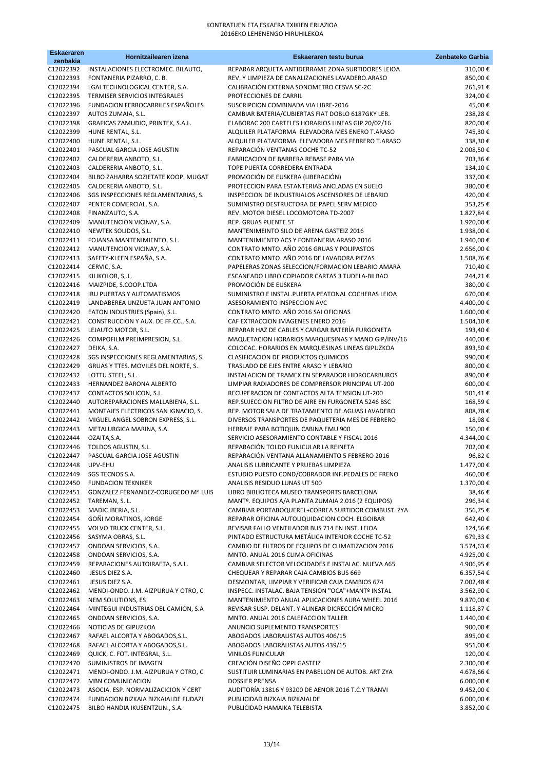KONTRATUEN ETA ESKAERA TXIKIEN ERLAZIOA
2016EKO LEHENENGO HIRUHILEKOA

| Eskaeraren zenbakia | Hornitzailearen izena | Eskaeraren testu burua | Zenbateko Garbia |
|---|---|---|---|
| C12022392 | INSTALACIONES ELECTROMEC. BILAUTO, | REPARAR ARQUETA ANTIDERRAME ZONA SURTIDORES LEIOA | 310,00 € |
| C12022393 | FONTANERIA PIZARRO, C. B. | REV. Y LIMPIEZA DE CANALIZACIONES LAVADERO.ARASO | 850,00 € |
| C12022394 | LGAI TECHNOLOGICAL CENTER, S.A. | CALIBRACIÓN EXTERNA SONOMETRO CESVA SC-2C | 261,91 € |
| C12022395 | TERMISER SERVICIOS INTEGRALES | PROTECCIONES DE CARRIL | 324,00 € |
| C12022396 | FUNDACION FERROCARRILES ESPAÑOLES | SUSCRIPCION COMBINADA VIA LIBRE-2016 | 45,00 € |
| C12022397 | AUTOS ZUMAIA, S.L. | CAMBIAR BATERIA/CUBIERTAS FIAT DOBLO 6187GKY LEB. | 238,28 € |
| C12022398 | GRAFICAS ZAMUDIO, PRINTEK, S.A.L. | ELABORAC 200 CARTELES HORARIOS LINEAS GIP 20/02/16 | 820,00 € |
| C12022399 | HUNE RENTAL, S.L. | ALQUILER PLATAFORMA ELEVADORA MES ENERO T.ARASO | 745,30 € |
| C12022400 | HUNE RENTAL, S.L. | ALQUILER PLATAFORMA ELEVADORA MES FEBRERO T.ARASO | 338,30 € |
| C12022401 | PASCUAL GARCIA JOSE AGUSTIN | REPARACIÓN VENTANAS COCHE TC-52 | 2.008,50 € |
| C12022402 | CALDERERIA ANBOTO, S.L. | FABRICACION DE BARRERA REBASE PARA VIA | 703,36 € |
| C12022403 | CALDERERIA ANBOTO, S.L. | TOPE PUERTA CORREDERA ENTRADA | 134,10 € |
| C12022404 | BILBO ZAHARRA SOZIETATE KOOP. MUGAT | PROMOCIÓN DE EUSKERA (LIBERACIÓN) | 337,00 € |
| C12022405 | CALDERERIA ANBOTO, S.L. | PROTECCION PARA ESTANTERIAS ANCLADAS EN SUELO | 380,00 € |
| C12022406 | SGS INSPECCIONES REGLAMENTARIAS, S. | INSPECCION DE INDUSTRIALOS ASCENSORES DE LEBARIO | 420,00 € |
| C12022407 | PENTER COMERCIAL, S.A. | SUMINISTRO DESTRUCTORA DE PAPEL SERV MEDICO | 353,25 € |
| C12022408 | FINANZAUTO, S.A. | REV. MOTOR DIESEL LOCOMOTORA TD-2007 | 1.827,84 € |
| C12022409 | MANUTENCION VICINAY, S.A. | REP. GRUAS PUENTE 5T | 1.920,00 € |
| C12022410 | NEWTEK SOLIDOS, S.L. | MANTENIMEINTO SILO DE ARENA GASTEIZ 2016 | 1.938,00 € |
| C12022411 | FOJANSA MANTENIMIENTO, S.L. | MANTENIMIENTO ACS Y FONTANERIA ARASO 2016 | 1.940,00 € |
| C12022412 | MANUTENCION VICINAY, S.A. | CONTRATO MNTO. AÑO 2016 GRUAS Y POLIPASTOS | 2.656,00 € |
| C12022413 | SAFETY-KLEEN ESPAÑA, S.A. | CONTRATO MNTO. AÑO 2016 DE LAVADORA PIEZAS | 1.508,76 € |
| C12022414 | CERVIC, S.A. | PAPELERAS ZONAS SELECCION/FORMACION LEBARIO AMARA | 710,40 € |
| C12022415 | KILIKOLOR, S,.L. | ESCANEADO LIBRO COPIADOR CARTAS 3 TUDELA-BILBAO | 244,21 € |
| C12022416 | MAIZPIDE, S.COOP.LTDA | PROMOCIÓN DE EUSKERA | 380,00 € |
| C12022418 | IRU PUERTAS Y AUTOMATISMOS | SUMINISTRO E INSTAL.PUERTA PEATONAL COCHERAS LEIOA | 670,00 € |
| C12022419 | LANDABEREA UNZUETA JUAN ANTONIO | ASESORAMIENTO INSPECCION AVC | 4.400,00 € |
| C12022420 | EATON INDUSTRIES (Spain), S.L. | CONTRATO MNTO. AÑO 2016 SAI OFICINAS | 1.600,00 € |
| C12022421 | CONSTRUCCION Y AUX. DE FF.CC., S.A. | CAF EXTRACCION IMAGENES ENERO 2016 | 1.504,10 € |
| C12022425 | LEJAUTO MOTOR, S.L. | REPARAR HAZ DE CABLES Y CARGAR BATERÍA FURGONETA | 193,40 € |
| C12022426 | COMPOFILM PREIMPRESION, S.L. | MAQUETACION HORARIOS MARQUESINAS Y MANO GIP/INV/16 | 440,00 € |
| C12022427 | DEIKA, S.A. | COLOCAC. HORARIOS EN MARQUESINAS LINEAS GIPUZKOA | 893,50 € |
| C12022428 | SGS INSPECCIONES REGLAMENTARIAS, S. | CLASIFICACION DE PRODUCTOS QUIMICOS | 990,00 € |
| C12022429 | GRUAS Y TTES. MOVILES DEL NORTE, S. | TRASLADO DE EJES ENTRE ARASO Y LEBARIO | 800,00 € |
| C12022432 | LOTTU STEEL, S.L. | INSTALACION DE TRAMEX EN SEPARADOR HIDROCARBUROS | 890,00 € |
| C12022433 | HERNANDEZ BARONA ALBERTO | LIMPIAR RADIADORES DE COMPRERSOR PRINCIPAL UT-200 | 600,00 € |
| C12022437 | CONTACTOS SOLICON, S.L. | RECUPERACION DE CONTACTOS ALTA TENSION UT-200 | 501,41 € |
| C12022440 | AUTOREPARACIONES MALLABIENA, S.L. | REP.SUJECCION FILTRO DE AIRE EN FURGONETA 5246 BSC | 168,59 € |
| C12022441 | MONTAJES ELECTRICOS SAN IGNACIO, S. | REP. MOTOR SALA DE TRATAMIENTO DE AGUAS LAVADERO | 808,78 € |
| C12022442 | MIGUEL ANGEL SOBRON EXPRESS, S.L. | DIVERSOS TRANSPORTES DE PAQUETERIA MES DE FEBRERO | 18,98 € |
| C12022443 | METALURGICA MARINA, S.A. | HERRAJE PARA BOTIQUIN CABINA EMU 900 | 150,00 € |
| C12022444 | OZAITA,S.A. | SERVICIO ASESORAMIENTO CONTABLE Y FISCAL 2016 | 4.344,00 € |
| C12022446 | TOLDOS AGUSTIN, S.L. | REPARACIÓN TOLDO FUNICULAR LA REINETA | 702,00 € |
| C12022447 | PASCUAL GARCIA JOSE AGUSTIN | REPARACIÓN VENTANA ALLANAMIENTO 5 FEBRERO 2016 | 96,82 € |
| C12022448 | UPV-EHU | ANALISIS LUBRICANTE Y PRUEBAS LIMPIEZA | 1.477,00 € |
| C12022449 | SGS TECNOS S.A. | ESTUDIO PUESTO COND/COBRADOR INF.PEDALES DE FRENO | 460,00 € |
| C12022450 | FUNDACION TEKNIKER | ANALISIS RESIDUO LUNAS UT 500 | 1.370,00 € |
| C12022451 | GONZALEZ FERNANDEZ-CORUGEDO Mª LUIS | LIBRO BIBLIOTECA MUSEO TRANSPORTS BARCELONA | 38,46 € |
| C12022452 | TAREMAN, S. L. | MANTº. EQUIPOS A/A PLANTA ZUMAIA 2.016 (2 EQUIPOS) | 296,34 € |
| C12022453 | MADIC IBERIA, S.L. | CAMBIAR PORTABOQUEREL+CORREA SURTIDOR COMBUST. ZYA | 356,75 € |
| C12022454 | GOÑI MORATINOS, JORGE | REPARAR OFICINA AUTOLIQUIDACION COCH. ELGOIBAR | 642,40 € |
| C12022455 | VOLVO TRUCK CENTER, S.L. | REVISAR FALLO VENTILADOR BUS 714 EN INST. LEIOA | 124,56 € |
| C12022456 | SASYMA OBRAS, S.L. | PINTADO ESTRUCTURA METÁLICA INTERIOR COCHE TC-52 | 679,33 € |
| C12022457 | ONDOAN SERVICIOS, S.A. | CAMBIO DE FILTROS DE EQUIPOS DE CLIMATIZACION 2016 | 3.574,63 € |
| C12022458 | ONDOAN SERVICIOS, S.A. | MNTO. ANUAL 2016 CLIMA OFICINAS | 4.925,00 € |
| C12022459 | REPARACIONES AUTOIRAETA, S.A.L. | CAMBIAR SELECTOR VELOCIDADES E INSTALAC. NUEVA A65 | 4.906,95 € |
| C12022460 | JESUS DIEZ S.A. | CHEQUEAR Y REPARAR CAJA CAMBIOS BUS 669 | 6.357,54 € |
| C12022461 | JESUS DIEZ S.A. | DESMONTAR, LIMPIAR Y VERIFICAR CAJA CAMBIOS 674 | 7.002,48 € |
| C12022462 | MENDI-ONDO. J.M. AIZPURUA Y OTRO, C | INSPECC. INSTALAC. BAJA TENSION "OCA"+MANTº INSTAL | 3.562,90 € |
| C12022463 | NEM SOLUTIONS, ES | MANTENIMIENTO ANUAL APLICACIONES AURA WHEEL 2016 | 9.870,00 € |
| C12022464 | MINTEGUI INDUSTRIAS DEL CAMION, S.A | REVISAR SUSP. DELANT. Y ALINEAR DICRECCIÓN MICRO | 1.118,87 € |
| C12022465 | ONDOAN SERVICIOS, S.A. | MNTO. ANUAL 2016 CALEFACCION TALLER | 1.440,00 € |
| C12022466 | NOTICIAS DE GIPUZKOA | ANUNCIO SUPLEMENTO TRANSPORTES | 900,00 € |
| C12022467 | RAFAEL ALCORTA Y ABOGADOS,S.L. | ABOGADOS LABORALISTAS AUTOS 406/15 | 895,00 € |
| C12022468 | RAFAEL ALCORTA Y ABOGADOS,S.L. | ABOGADOS LABORALISTAS AUTOS 439/15 | 951,00 € |
| C12022469 | QUICK, C. FOT. INTEGRAL, S.L. | VINILOS FUNICULAR | 120,00 € |
| C12022470 | SUMINISTROS DE IMAGEN | CREACIÓN DISEÑO OPPI GASTEIZ | 2.300,00 € |
| C12022471 | MENDI-ONDO. J.M. AIZPURUA Y OTRO, C | SUSTITUIR LUMINARIAS EN PABELLON DE AUTOB. ART ZYA | 4.678,66 € |
| C12022472 | MBN COMUNICACION | DOSSIER PRENSA | 6.000,00 € |
| C12022473 | ASOCIA. ESP. NORMALIZACICION Y CERT | AUDITORÍA 13816 Y 93200 DE AENOR 2016 T.C.Y TRANVI | 9.452,00 € |
| C12022474 | FUNDACION BIZKAIA BIZKAIALDE FUDAZI | PUBLICIDAD BIZKAIA BIZKAIALDE | 6.000,00 € |
| C12022475 | BILBO HANDIA IKUSENTZUN., S.A. | PUBLICIDAD HAMAIKA TELEBISTA | 3.852,00 € |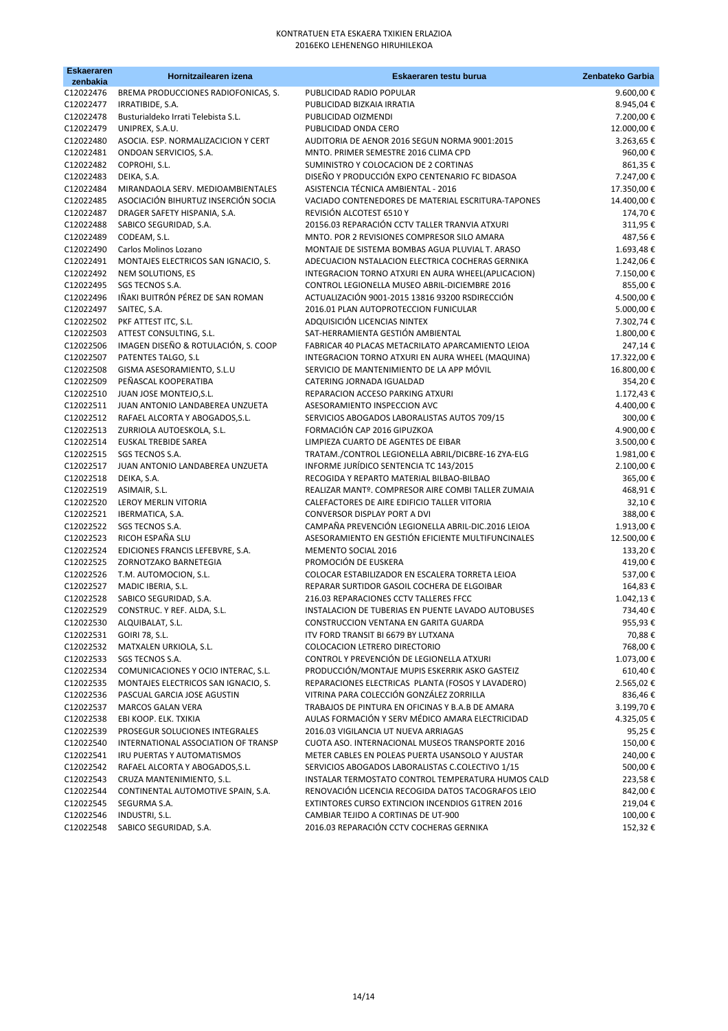KONTRATUEN ETA ESKAERA TXIKIEN ERLAZIOA
2016EKO LEHENENGO HIRUHILEKOA

| Eskaeraren zenbakia | Hornitzailearen izena | Eskaeraren testu burua | Zenbateko Garbia |
|---|---|---|---|
| C12022476 | BREMA PRODUCCIONES RADIOFONICAS, S. | PUBLICIDAD RADIO POPULAR | 9.600,00 € |
| C12022477 | IRRATIBIDE, S.A. | PUBLICIDAD BIZKAIA IRRATIA | 8.945,04 € |
| C12022478 | Busturialdeko Irrati Telebista S.L. | PUBLICIDAD OIZMENDI | 7.200,00 € |
| C12022479 | UNIPREX, S.A.U. | PUBLICIDAD ONDA CERO | 12.000,00 € |
| C12022480 | ASOCIA. ESP. NORMALIZACICION Y CERT | AUDITORIA DE AENOR 2016 SEGUN NORMA 9001:2015 | 3.263,65 € |
| C12022481 | ONDOAN SERVICIOS, S.A. | MNTO. PRIMER SEMESTRE 2016 CLIMA CPD | 960,00 € |
| C12022482 | COPROHI, S.L. | SUMINISTRO Y COLOCACION DE 2 CORTINAS | 861,35 € |
| C12022483 | DEIKA, S.A. | DISEÑO Y PRODUCCIÓN EXPO CENTENARIO FC BIDASOA | 7.247,00 € |
| C12022484 | MIRANDAOLA SERV. MEDIOAMBIENTALES | ASISTENCIA TÉCNICA AMBIENTAL - 2016 | 17.350,00 € |
| C12022485 | ASOCIACIÓN BIHURTUZ INSERCIÓN SOCIA | VACIADO CONTENEDORES DE MATERIAL ESCRITURA-TAPONES | 14.400,00 € |
| C12022487 | DRAGER SAFETY HISPANIA, S.A. | REVISIÓN ALCOTEST 6510 Y | 174,70 € |
| C12022488 | SABICO SEGURIDAD, S.A. | 20156.03 REPARACIÓN CCTV TALLER TRANVIA ATXURI | 311,95 € |
| C12022489 | CODEAM, S.L. | MNTO. POR 2 REVISIONES COMPRESOR SILO AMARA | 487,56 € |
| C12022490 | Carlos Molinos Lozano | MONTAJE DE SISTEMA BOMBAS AGUA PLUVIAL T. ARASO | 1.693,48 € |
| C12022491 | MONTAJES ELECTRICOS SAN IGNACIO, S. | ADECUACION NSTALACION ELECTRICA COCHERAS GERNIKA | 1.242,06 € |
| C12022492 | NEM SOLUTIONS, ES | INTEGRACION TORNO ATXURI EN AURA WHEEL(APLICACION) | 7.150,00 € |
| C12022495 | SGS TECNOS S.A. | CONTROL LEGIONELLA MUSEO ABRIL-DICIEMBRE 2016 | 855,00 € |
| C12022496 | IÑAKI BUITRÓN PÉREZ DE SAN ROMAN | ACTUALIZACIÓN 9001-2015 13816 93200 RSDIRECCIÓN | 4.500,00 € |
| C12022497 | SAITEC, S.A. | 2016.01 PLAN AUTOPROTECCION FUNICULAR | 5.000,00 € |
| C12022502 | PKF ATTEST ITC, S.L. | ADQUISICIÓN LICENCIAS NINTEX | 7.302,74 € |
| C12022503 | ATTEST CONSULTING, S.L. | SAT-HERRAMIENTA GESTIÓN AMBIENTAL | 1.800,00 € |
| C12022506 | IMAGEN DISEÑO & ROTULACIÓN, S. COOP | FABRICAR 40 PLACAS METACRILATO APARCAMIENTO LEIOA | 247,14 € |
| C12022507 | PATENTES TALGO, S.L | INTEGRACION TORNO ATXURI EN AURA WHEEL (MAQUINA) | 17.322,00 € |
| C12022508 | GISMA ASESORAMIENTO, S.L.U | SERVICIO DE MANTENIMIENTO DE LA APP MÓVIL | 16.800,00 € |
| C12022509 | PEÑASCAL KOOPERATIBA | CATERING JORNADA IGUALDAD | 354,20 € |
| C12022510 | JUAN JOSE MONTEJO,S.L. | REPARACION ACCESO PARKING ATXURI | 1.172,43 € |
| C12022511 | JUAN ANTONIO LANDABEREA UNZUETA | ASESORAMIENTO INSPECCION AVC | 4.400,00 € |
| C12022512 | RAFAEL ALCORTA Y ABOGADOS,S.L. | SERVICIOS ABOGADOS LABORALISTAS AUTOS 709/15 | 300,00 € |
| C12022513 | ZURRIOLA AUTOESKOLA, S.L. | FORMACIÓN CAP 2016 GIPUZKOA | 4.900,00 € |
| C12022514 | EUSKAL TREBIDE SAREA | LIMPIEZA CUARTO DE AGENTES DE EIBAR | 3.500,00 € |
| C12022515 | SGS TECNOS S.A. | TRATAM./CONTROL LEGIONELLA ABRIL/DICBRE-16 ZYA-ELG | 1.981,00 € |
| C12022517 | JUAN ANTONIO LANDABEREA UNZUETA | INFORME JURÍDICO SENTENCIA TC 143/2015 | 2.100,00 € |
| C12022518 | DEIKA, S.A. | RECOGIDA Y REPARTO MATERIAL BILBAO-BILBAO | 365,00 € |
| C12022519 | ASIMAIR, S.L. | REALIZAR MANTº. COMPRESOR AIRE COMBI TALLER ZUMAIA | 468,91 € |
| C12022520 | LEROY MERLIN VITORIA | CALEFACTORES DE AIRE EDIFICIO TALLER VITORIA | 32,10 € |
| C12022521 | IBERMATICA, S.A. | CONVERSOR DISPLAY PORT A DVI | 388,00 € |
| C12022522 | SGS TECNOS S.A. | CAMPAÑA PREVENCIÓN LEGIONELLA ABRIL-DIC.2016 LEIOA | 1.913,00 € |
| C12022523 | RICOH ESPAÑA SLU | ASESORAMIENTO EN GESTIÓN EFICIENTE MULTIFUNCINALES | 12.500,00 € |
| C12022524 | EDICIONES FRANCIS LEFEBVRE, S.A. | MEMENTO SOCIAL 2016 | 133,20 € |
| C12022525 | ZORNOTZAKO BARNETEGIA | PROMOCIÓN DE EUSKERA | 419,00 € |
| C12022526 | T.M. AUTOMOCION, S.L. | COLOCAR ESTABILIZADOR EN ESCALERA TORRETA LEIOA | 537,00 € |
| C12022527 | MADIC IBERIA, S.L. | REPARAR SURTIDOR GASOIL COCHERA DE ELGOIBAR | 164,83 € |
| C12022528 | SABICO SEGURIDAD, S.A. | 216.03 REPARACIONES CCTV TALLERES FFCC | 1.042,13 € |
| C12022529 | CONSTRUC. Y REF. ALDA, S.L. | INSTALACION DE TUBERIAS EN PUENTE LAVADO AUTOBUSES | 734,40 € |
| C12022530 | ALQUIBALAT, S.L. | CONSTRUCCION VENTANA EN GARITA GUARDA | 955,93 € |
| C12022531 | GOIRI 78, S.L. | ITV FORD TRANSIT BI 6679 BY LUTXANA | 70,88 € |
| C12022532 | MATXALEN URKIOLA, S.L. | COLOCACION LETRERO DIRECTORIO | 768,00 € |
| C12022533 | SGS TECNOS S.A. | CONTROL Y PREVENCIÓN DE LEGIONELLA ATXURI | 1.073,00 € |
| C12022534 | COMUNICACIONES Y OCIO INTERAC, S.L. | PRODUCCIÓN/MONTAJE MUPIS ESKERRIK ASKO GASTEIZ | 610,40 € |
| C12022535 | MONTAJES ELECTRICOS SAN IGNACIO, S. | REPARACIONES ELECTRICAS PLANTA (FOSOS Y LAVADERO) | 2.565,02 € |
| C12022536 | PASCUAL GARCIA JOSE AGUSTIN | VITRINA PARA COLECCIÓN GONZÁLEZ ZORRILLA | 836,46 € |
| C12022537 | MARCOS GALAN VERA | TRABAJOS DE PINTURA EN OFICINAS Y B.A.B DE AMARA | 3.199,70 € |
| C12022538 | EBI KOOP. ELK. TXIKIA | AULAS FORMACIÓN Y SERV MÉDICO AMARA ELECTRICIDAD | 4.325,05 € |
| C12022539 | PROSEGUR SOLUCIONES INTEGRALES | 2016.03 VIGILANCIA UT NUEVA ARRIAGAS | 95,25 € |
| C12022540 | INTERNATIONAL ASSOCIATION OF TRANSP | CUOTA ASO. INTERNACIONAL MUSEOS TRANSPORTE 2016 | 150,00 € |
| C12022541 | IRU PUERTAS Y AUTOMATISMOS | METER CABLES EN POLEAS PUERTA USANSOLO Y AJUSTAR | 240,00 € |
| C12022542 | RAFAEL ALCORTA Y ABOGADOS,S.L. | SERVICIOS ABOGADOS LABORALISTAS C.COLECTIVO 1/15 | 500,00 € |
| C12022543 | CRUZA MANTENIMIENTO, S.L. | INSTALAR TERMOSTATO CONTROL TEMPERATURA HUMOS CALD | 223,58 € |
| C12022544 | CONTINENTAL AUTOMOTIVE SPAIN, S.A. | RENOVACIÓN LICENCIA RECOGIDA DATOS TACOGRAFOS LEIO | 842,00 € |
| C12022545 | SEGURMA S.A. | EXTINTORES CURSO EXTINCION INCENDIOS G1TREN 2016 | 219,04 € |
| C12022546 | INDUSTRI, S.L. | CAMBIAR TEJIDO A CORTINAS DE UT-900 | 100,00 € |
| C12022548 | SABICO SEGURIDAD, S.A. | 2016.03 REPARACIÓN CCTV COCHERAS GERNIKA | 152,32 € |